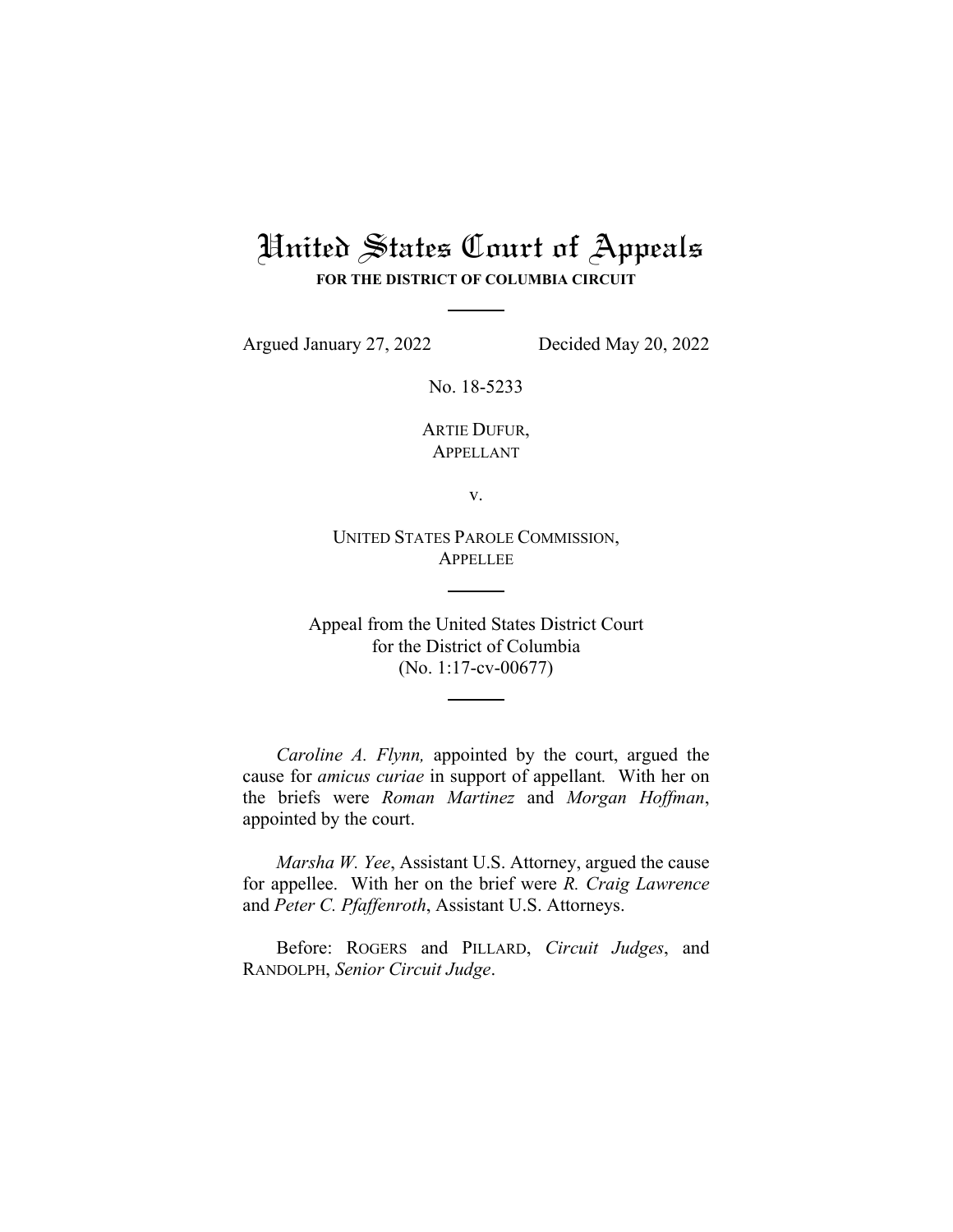# United States Court of Appeals

**FOR THE DISTRICT OF COLUMBIA CIRCUIT**

Argued January 27, 2022 Decided May 20, 2022

No. 18-5233

ARTIE DUFUR,
APPELLANT

v.

UNITED STATES PAROLE COMMISSION,
APPELLEE

Appeal from the United States District Court
for the District of Columbia
(No. 1:17-cv-00677)

*Caroline A. Flynn,* appointed by the court, argued the cause for *amicus curiae* in support of appellant. With her on the briefs were *Roman Martinez* and *Morgan Hoffman*, appointed by the court.

*Marsha W. Yee*, Assistant U.S. Attorney, argued the cause for appellee. With her on the brief were *R. Craig Lawrence* and *Peter C. Pfaffenroth*, Assistant U.S. Attorneys.

Before: ROGERS and PILLARD, *Circuit Judges*, and RANDOLPH, *Senior Circuit Judge*.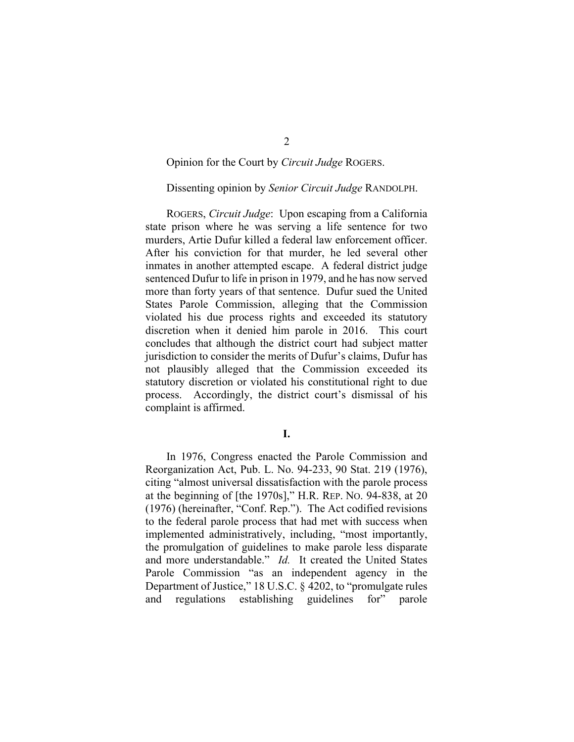Opinion for the Court by *Circuit Judge* ROGERS.

Dissenting opinion by *Senior Circuit Judge* RANDOLPH.

ROGERS, *Circuit Judge*: Upon escaping from a California state prison where he was serving a life sentence for two murders, Artie Dufur killed a federal law enforcement officer. After his conviction for that murder, he led several other inmates in another attempted escape. A federal district judge sentenced Dufur to life in prison in 1979, and he has now served more than forty years of that sentence. Dufur sued the United States Parole Commission, alleging that the Commission violated his due process rights and exceeded its statutory discretion when it denied him parole in 2016. This court concludes that although the district court had subject matter jurisdiction to consider the merits of Dufur's claims, Dufur has not plausibly alleged that the Commission exceeded its statutory discretion or violated his constitutional right to due process. Accordingly, the district court's dismissal of his complaint is affirmed.

## I.

In 1976, Congress enacted the Parole Commission and Reorganization Act, Pub. L. No. 94-233, 90 Stat. 219 (1976), citing "almost universal dissatisfaction with the parole process at the beginning of [the 1970s]," H.R. REP. NO. 94-838, at 20 (1976) (hereinafter, "Conf. Rep."). The Act codified revisions to the federal parole process that had met with success when implemented administratively, including, "most importantly, the promulgation of guidelines to make parole less disparate and more understandable." *Id.* It created the United States Parole Commission "as an independent agency in the Department of Justice," 18 U.S.C. § 4202, to "promulgate rules and regulations establishing guidelines for" parole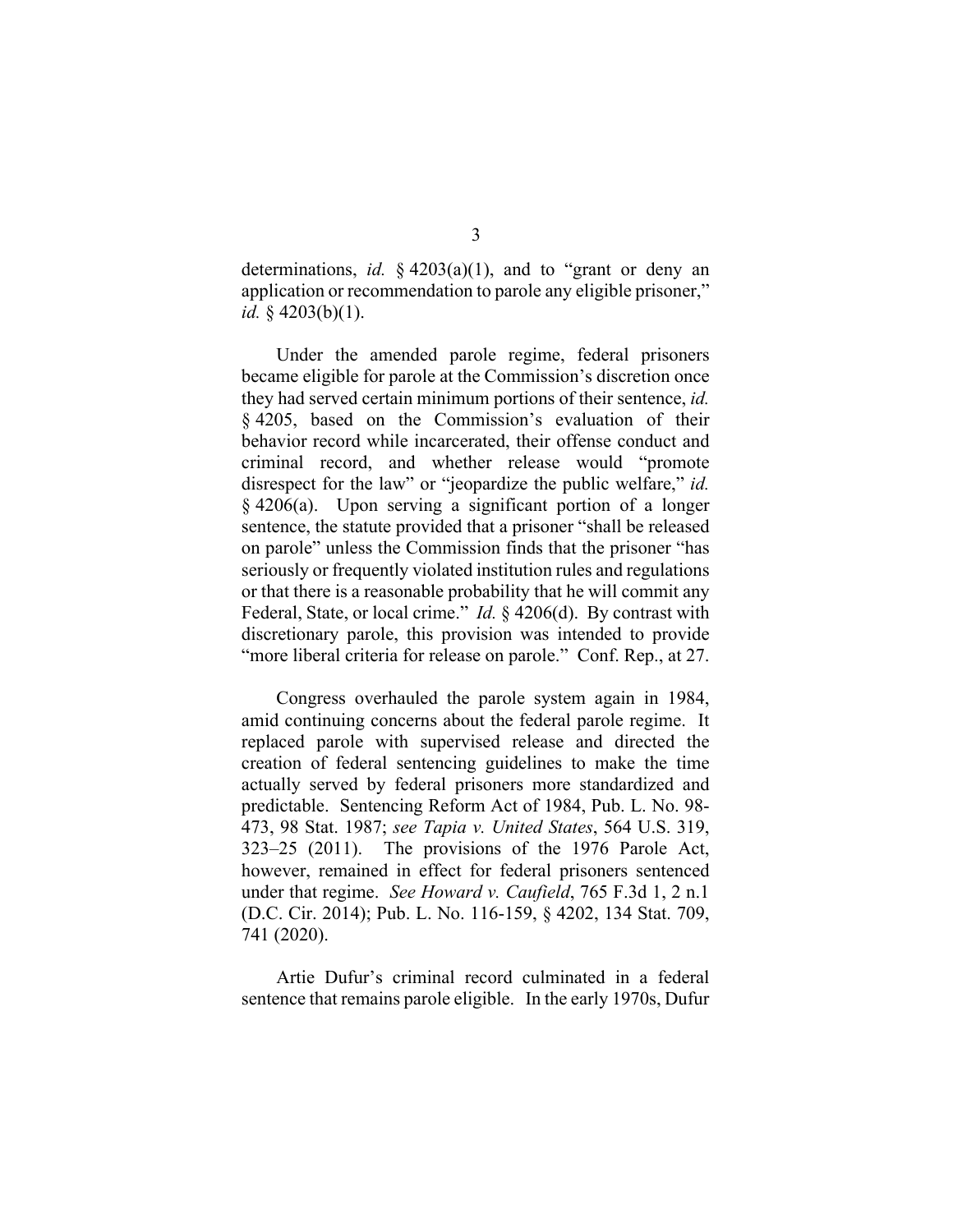determinations, *id.* § 4203(a)(1), and to "grant or deny an application or recommendation to parole any eligible prisoner," *id.* § 4203(b)(1).

Under the amended parole regime, federal prisoners became eligible for parole at the Commission's discretion once they had served certain minimum portions of their sentence, *id.* § 4205, based on the Commission's evaluation of their behavior record while incarcerated, their offense conduct and criminal record, and whether release would "promote disrespect for the law" or "jeopardize the public welfare," *id.* § 4206(a). Upon serving a significant portion of a longer sentence, the statute provided that a prisoner "shall be released on parole" unless the Commission finds that the prisoner "has seriously or frequently violated institution rules and regulations or that there is a reasonable probability that he will commit any Federal, State, or local crime." *Id.* § 4206(d). By contrast with discretionary parole, this provision was intended to provide "more liberal criteria for release on parole." Conf. Rep., at 27.

Congress overhauled the parole system again in 1984, amid continuing concerns about the federal parole regime. It replaced parole with supervised release and directed the creation of federal sentencing guidelines to make the time actually served by federal prisoners more standardized and predictable. Sentencing Reform Act of 1984, Pub. L. No. 98-473, 98 Stat. 1987; *see Tapia v. United States*, 564 U.S. 319, 323–25 (2011). The provisions of the 1976 Parole Act, however, remained in effect for federal prisoners sentenced under that regime. *See Howard v. Caufield*, 765 F.3d 1, 2 n.1 (D.C. Cir. 2014); Pub. L. No. 116-159, § 4202, 134 Stat. 709, 741 (2020).

Artie Dufur's criminal record culminated in a federal sentence that remains parole eligible. In the early 1970s, Dufur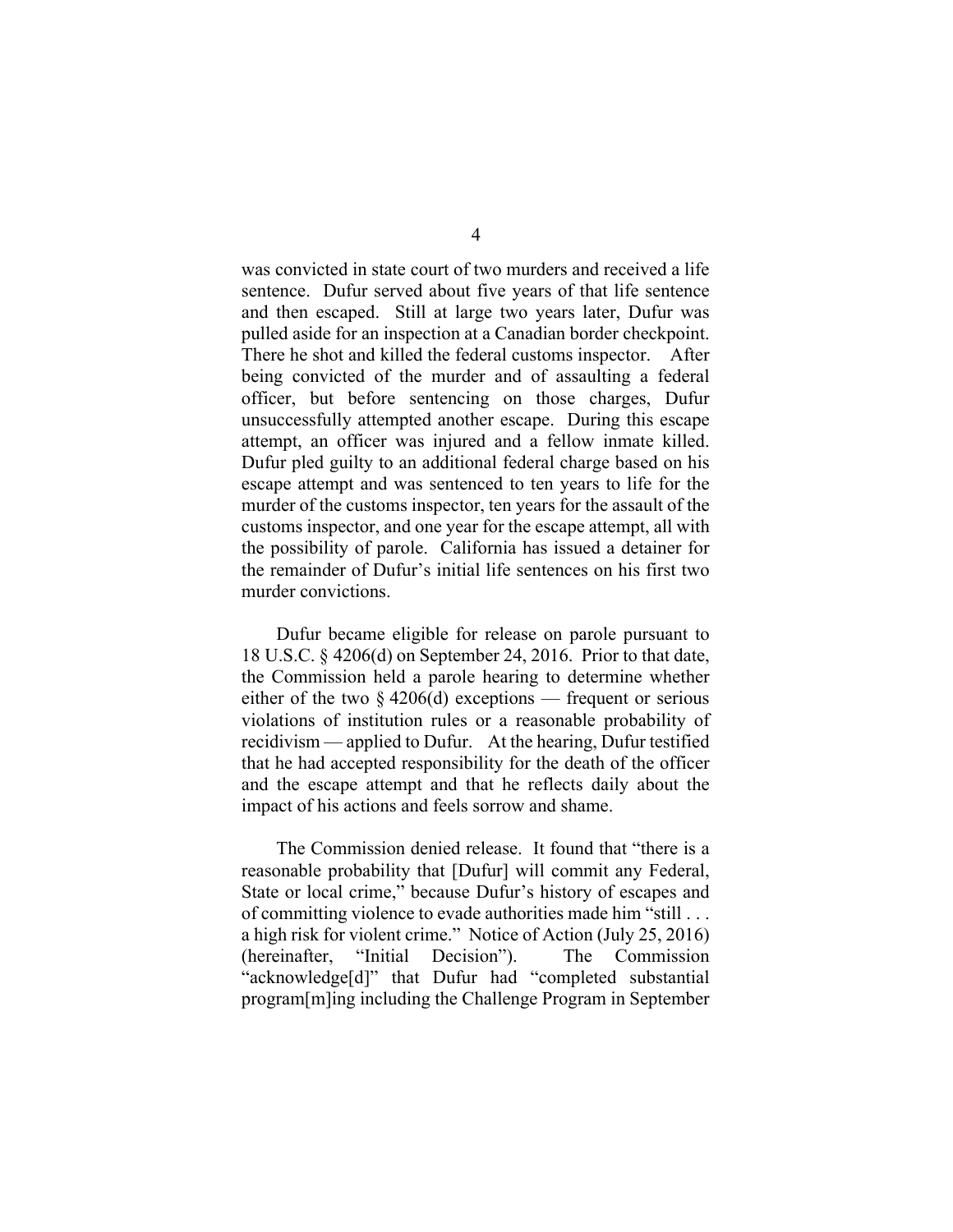was convicted in state court of two murders and received a life sentence. Dufur served about five years of that life sentence and then escaped. Still at large two years later, Dufur was pulled aside for an inspection at a Canadian border checkpoint. There he shot and killed the federal customs inspector. After being convicted of the murder and of assaulting a federal officer, but before sentencing on those charges, Dufur unsuccessfully attempted another escape. During this escape attempt, an officer was injured and a fellow inmate killed. Dufur pled guilty to an additional federal charge based on his escape attempt and was sentenced to ten years to life for the murder of the customs inspector, ten years for the assault of the customs inspector, and one year for the escape attempt, all with the possibility of parole. California has issued a detainer for the remainder of Dufur's initial life sentences on his first two murder convictions.

Dufur became eligible for release on parole pursuant to 18 U.S.C. § 4206(d) on September 24, 2016. Prior to that date, the Commission held a parole hearing to determine whether either of the two § 4206(d) exceptions — frequent or serious violations of institution rules or a reasonable probability of recidivism — applied to Dufur. At the hearing, Dufur testified that he had accepted responsibility for the death of the officer and the escape attempt and that he reflects daily about the impact of his actions and feels sorrow and shame.

The Commission denied release. It found that "there is a reasonable probability that [Dufur] will commit any Federal, State or local crime," because Dufur's history of escapes and of committing violence to evade authorities made him "still . . . a high risk for violent crime." Notice of Action (July 25, 2016) (hereinafter, "Initial Decision"). The Commission "acknowledge[d]" that Dufur had "completed substantial program[m]ing including the Challenge Program in September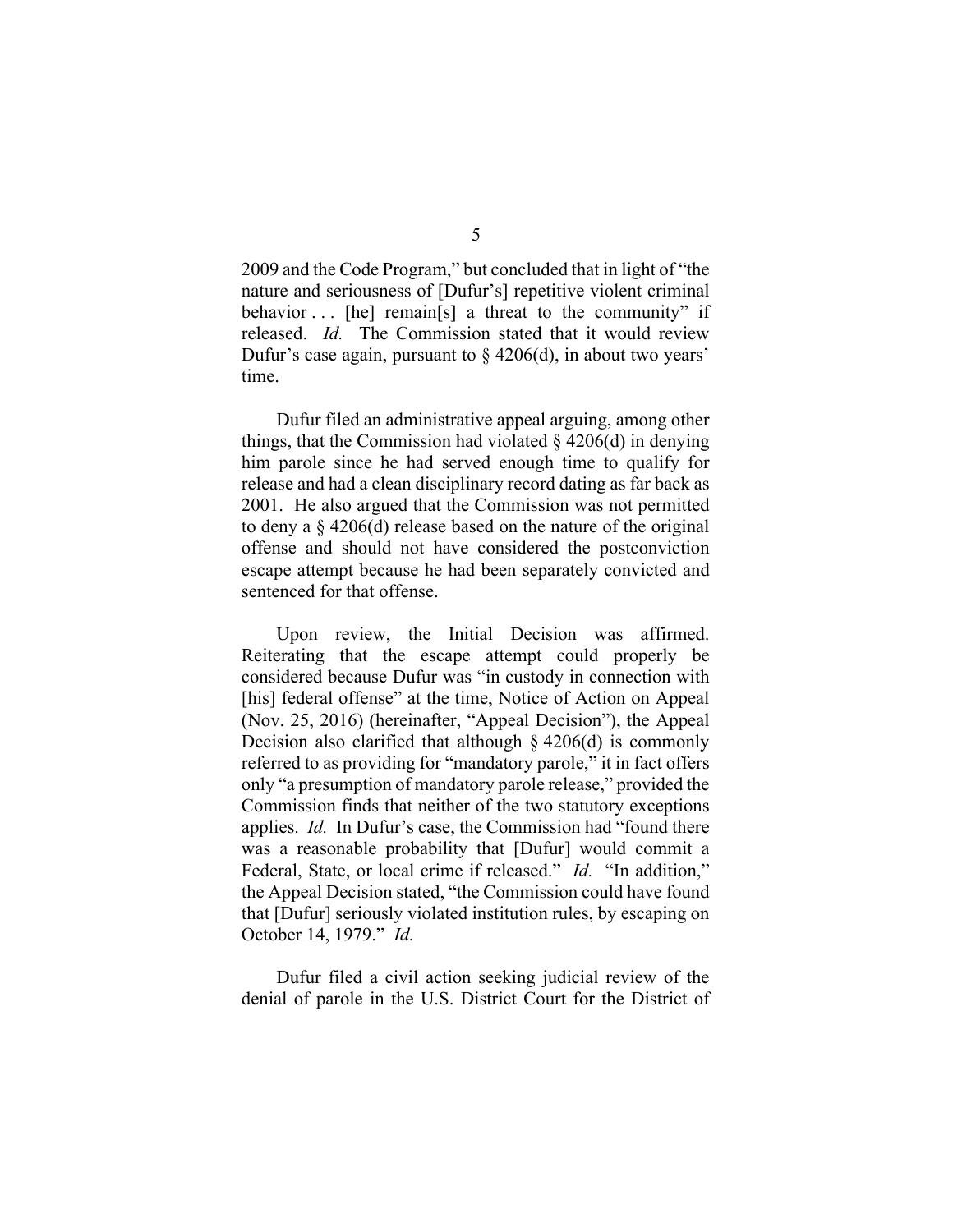2009 and the Code Program," but concluded that in light of "the nature and seriousness of [Dufur's] repetitive violent criminal behavior . . . [he] remain[s] a threat to the community" if released. *Id.* The Commission stated that it would review Dufur's case again, pursuant to § 4206(d), in about two years' time.

Dufur filed an administrative appeal arguing, among other things, that the Commission had violated § 4206(d) in denying him parole since he had served enough time to qualify for release and had a clean disciplinary record dating as far back as 2001. He also argued that the Commission was not permitted to deny a § 4206(d) release based on the nature of the original offense and should not have considered the postconviction escape attempt because he had been separately convicted and sentenced for that offense.

Upon review, the Initial Decision was affirmed. Reiterating that the escape attempt could properly be considered because Dufur was "in custody in connection with [his] federal offense" at the time, Notice of Action on Appeal (Nov. 25, 2016) (hereinafter, "Appeal Decision"), the Appeal Decision also clarified that although § 4206(d) is commonly referred to as providing for "mandatory parole," it in fact offers only "a presumption of mandatory parole release," provided the Commission finds that neither of the two statutory exceptions applies. *Id.* In Dufur's case, the Commission had "found there was a reasonable probability that [Dufur] would commit a Federal, State, or local crime if released." *Id.* "In addition," the Appeal Decision stated, "the Commission could have found that [Dufur] seriously violated institution rules, by escaping on October 14, 1979." *Id.*

Dufur filed a civil action seeking judicial review of the denial of parole in the U.S. District Court for the District of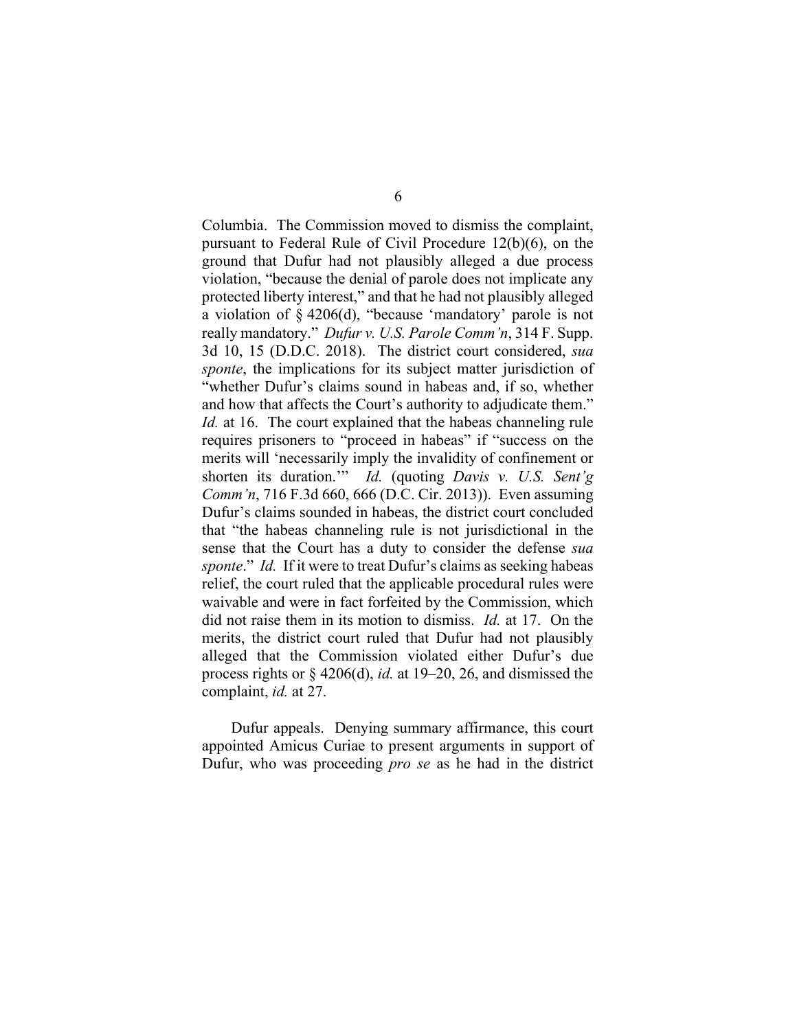Columbia. The Commission moved to dismiss the complaint, pursuant to Federal Rule of Civil Procedure 12(b)(6), on the ground that Dufur had not plausibly alleged a due process violation, "because the denial of parole does not implicate any protected liberty interest," and that he had not plausibly alleged a violation of § 4206(d), "because 'mandatory' parole is not really mandatory." *Dufur v. U.S. Parole Comm'n*, 314 F. Supp. 3d 10, 15 (D.D.C. 2018). The district court considered, *sua sponte*, the implications for its subject matter jurisdiction of "whether Dufur's claims sound in habeas and, if so, whether and how that affects the Court's authority to adjudicate them." *Id.* at 16. The court explained that the habeas channeling rule requires prisoners to "proceed in habeas" if "success on the merits will 'necessarily imply the invalidity of confinement or shorten its duration.'" *Id.* (quoting *Davis v. U.S. Sent'g Comm'n*, 716 F.3d 660, 666 (D.C. Cir. 2013)). Even assuming Dufur's claims sounded in habeas, the district court concluded that "the habeas channeling rule is not jurisdictional in the sense that the Court has a duty to consider the defense *sua sponte*." *Id.* If it were to treat Dufur's claims as seeking habeas relief, the court ruled that the applicable procedural rules were waivable and were in fact forfeited by the Commission, which did not raise them in its motion to dismiss. *Id.* at 17. On the merits, the district court ruled that Dufur had not plausibly alleged that the Commission violated either Dufur's due process rights or § 4206(d), *id.* at 19–20, 26, and dismissed the complaint, *id.* at 27.

Dufur appeals. Denying summary affirmance, this court appointed Amicus Curiae to present arguments in support of Dufur, who was proceeding *pro se* as he had in the district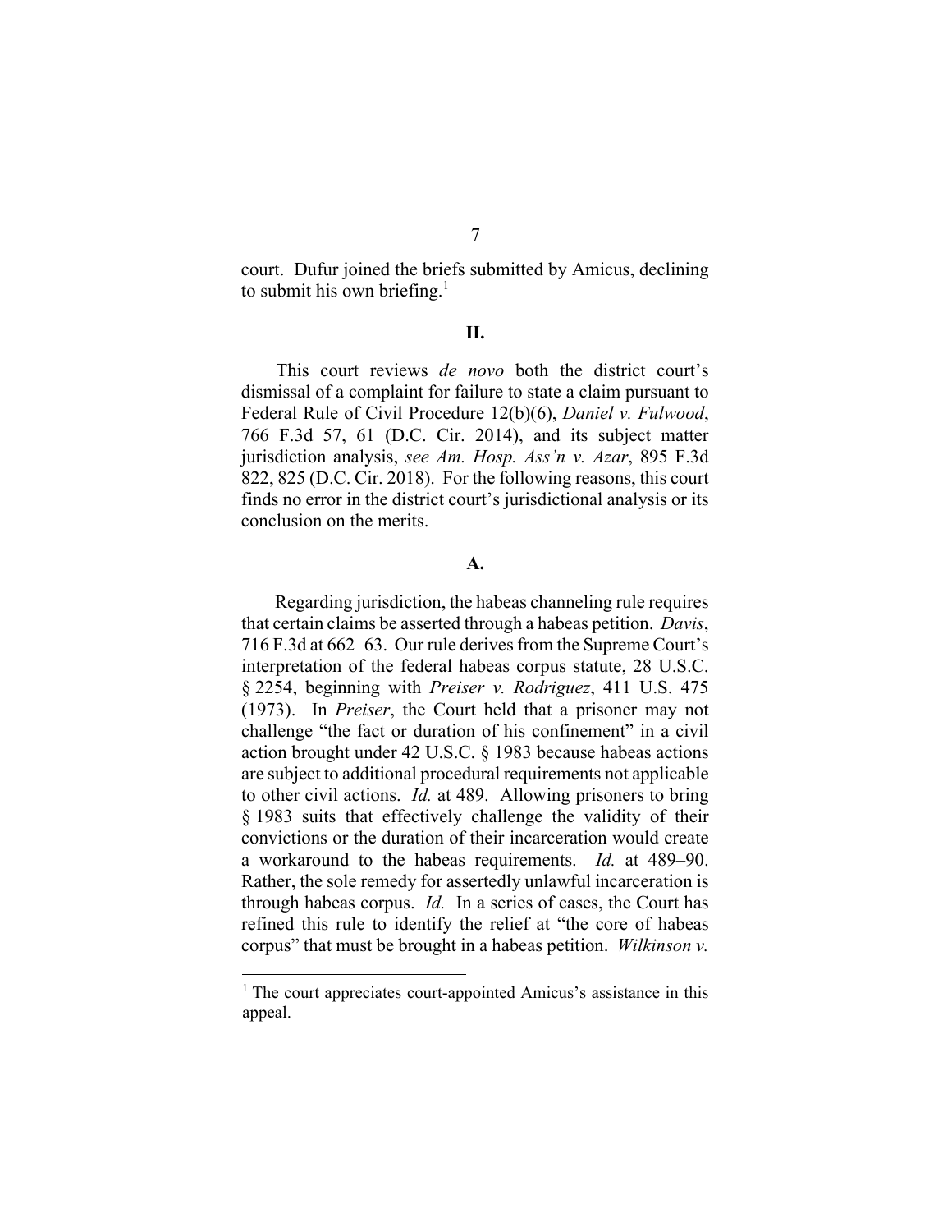court. Dufur joined the briefs submitted by Amicus, declining to submit his own briefing.[1]

## II.

This court reviews *de novo* both the district court's dismissal of a complaint for failure to state a claim pursuant to Federal Rule of Civil Procedure 12(b)(6), *Daniel v. Fulwood*, 766 F.3d 57, 61 (D.C. Cir. 2014), and its subject matter jurisdiction analysis, *see Am. Hosp. Ass'n v. Azar*, 895 F.3d 822, 825 (D.C. Cir. 2018). For the following reasons, this court finds no error in the district court's jurisdictional analysis or its conclusion on the merits.

### A.

Regarding jurisdiction, the habeas channeling rule requires that certain claims be asserted through a habeas petition. *Davis*, 716 F.3d at 662–63. Our rule derives from the Supreme Court's interpretation of the federal habeas corpus statute, 28 U.S.C. § 2254, beginning with *Preiser v. Rodriguez*, 411 U.S. 475 (1973). In *Preiser*, the Court held that a prisoner may not challenge "the fact or duration of his confinement" in a civil action brought under 42 U.S.C. § 1983 because habeas actions are subject to additional procedural requirements not applicable to other civil actions. *Id.* at 489. Allowing prisoners to bring § 1983 suits that effectively challenge the validity of their convictions or the duration of their incarceration would create a workaround to the habeas requirements. *Id.* at 489–90. Rather, the sole remedy for assertedly unlawful incarceration is through habeas corpus. *Id.* In a series of cases, the Court has refined this rule to identify the relief at "the core of habeas corpus" that must be brought in a habeas petition. *Wilkinson v.*

[1] The court appreciates court-appointed Amicus's assistance in this appeal.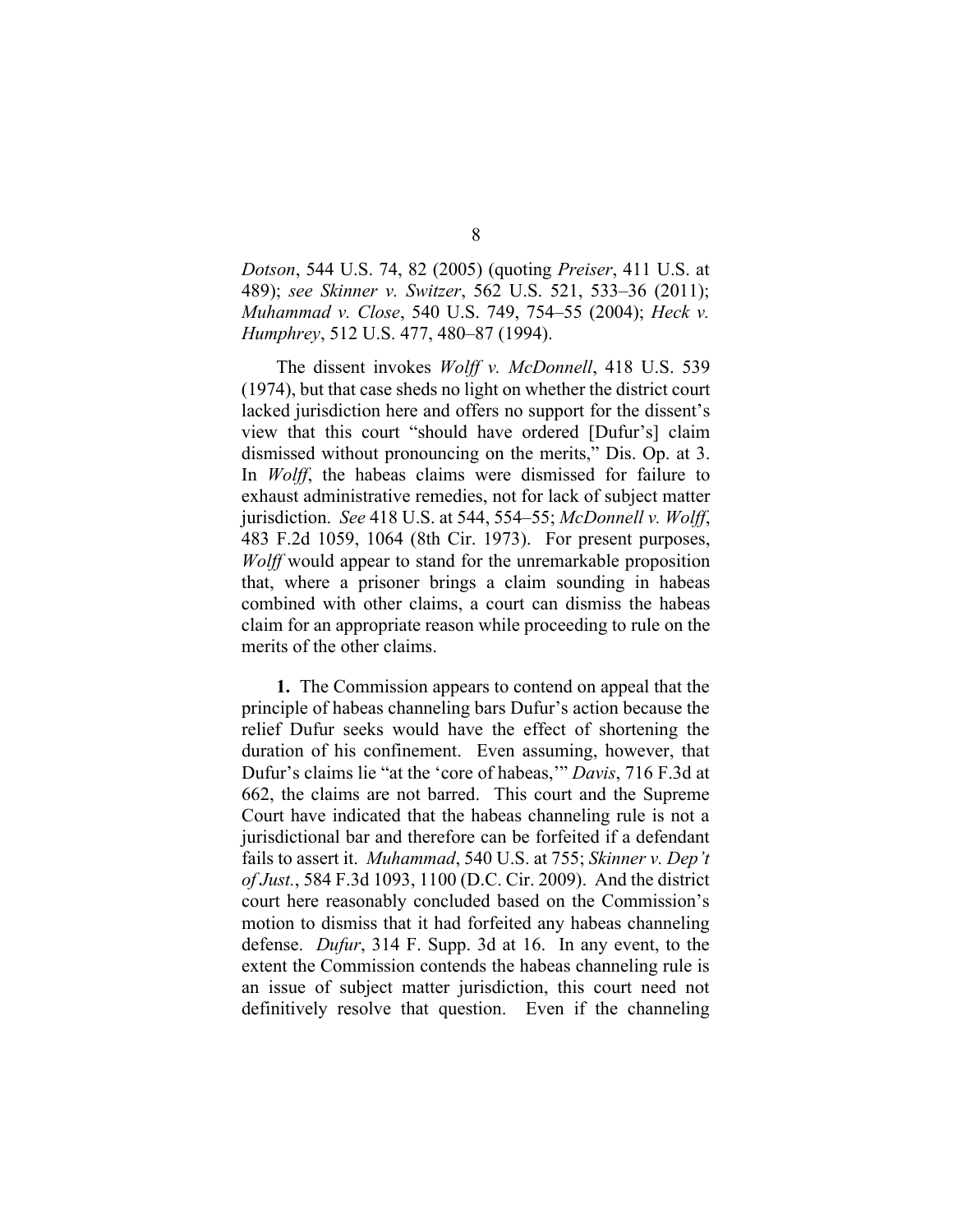*Dotson*, 544 U.S. 74, 82 (2005) (quoting *Preiser*, 411 U.S. at 489); *see Skinner v. Switzer*, 562 U.S. 521, 533–36 (2011); *Muhammad v. Close*, 540 U.S. 749, 754–55 (2004); *Heck v. Humphrey*, 512 U.S. 477, 480–87 (1994).

The dissent invokes *Wolff v. McDonnell*, 418 U.S. 539 (1974), but that case sheds no light on whether the district court lacked jurisdiction here and offers no support for the dissent's view that this court "should have ordered [Dufur's] claim dismissed without pronouncing on the merits," Dis. Op. at 3. In *Wolff*, the habeas claims were dismissed for failure to exhaust administrative remedies, not for lack of subject matter jurisdiction. *See* 418 U.S. at 544, 554–55; *McDonnell v. Wolff*, 483 F.2d 1059, 1064 (8th Cir. 1973). For present purposes, *Wolff* would appear to stand for the unremarkable proposition that, where a prisoner brings a claim sounding in habeas combined with other claims, a court can dismiss the habeas claim for an appropriate reason while proceeding to rule on the merits of the other claims.

**1.** The Commission appears to contend on appeal that the principle of habeas channeling bars Dufur's action because the relief Dufur seeks would have the effect of shortening the duration of his confinement. Even assuming, however, that Dufur's claims lie "at the 'core of habeas,'" *Davis*, 716 F.3d at 662, the claims are not barred. This court and the Supreme Court have indicated that the habeas channeling rule is not a jurisdictional bar and therefore can be forfeited if a defendant fails to assert it. *Muhammad*, 540 U.S. at 755; *Skinner v. Dep't of Just.*, 584 F.3d 1093, 1100 (D.C. Cir. 2009). And the district court here reasonably concluded based on the Commission's motion to dismiss that it had forfeited any habeas channeling defense. *Dufur*, 314 F. Supp. 3d at 16. In any event, to the extent the Commission contends the habeas channeling rule is an issue of subject matter jurisdiction, this court need not definitively resolve that question. Even if the channeling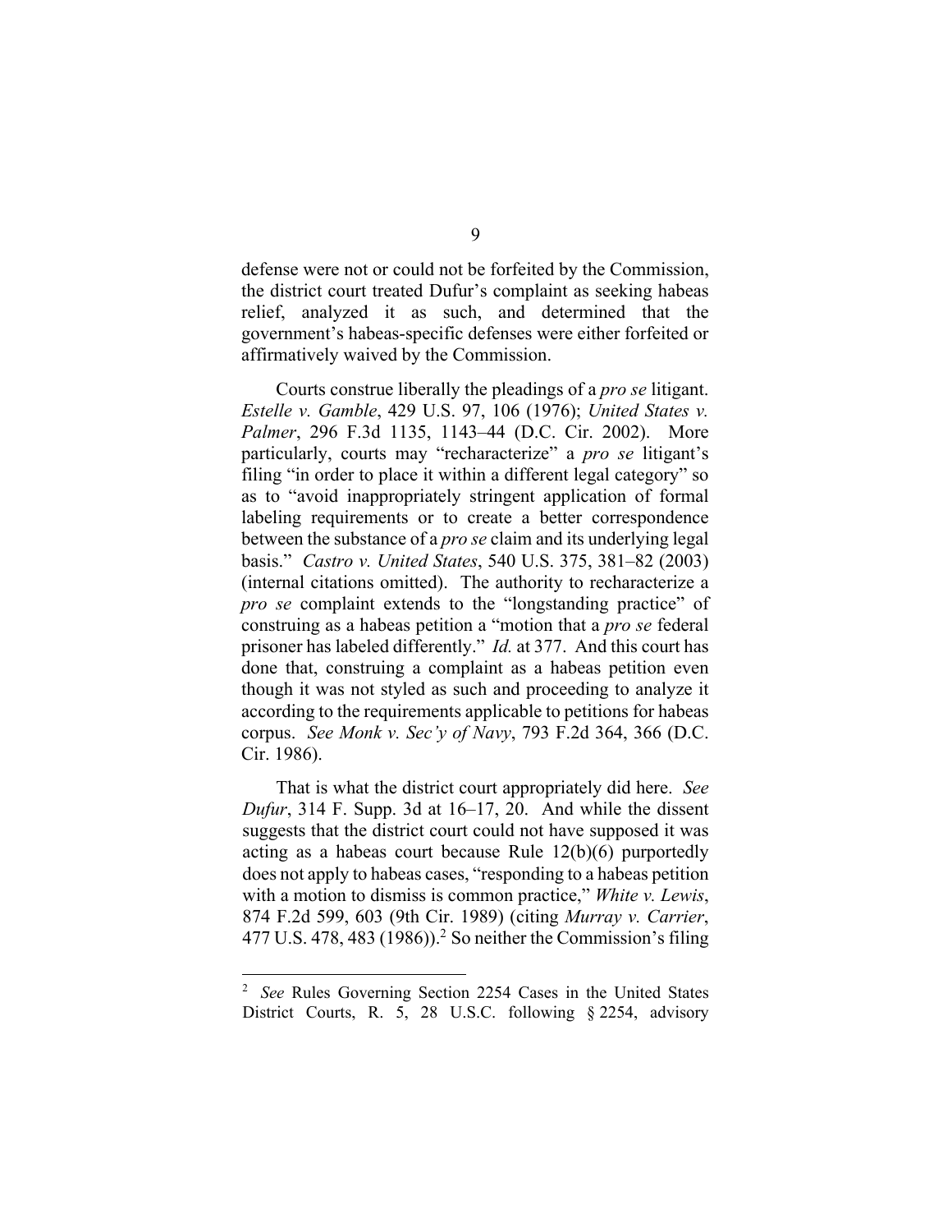defense were not or could not be forfeited by the Commission, the district court treated Dufur's complaint as seeking habeas relief, analyzed it as such, and determined that the government's habeas-specific defenses were either forfeited or affirmatively waived by the Commission.

Courts construe liberally the pleadings of a *pro se* litigant. *Estelle v. Gamble*, 429 U.S. 97, 106 (1976); *United States v. Palmer*, 296 F.3d 1135, 1143–44 (D.C. Cir. 2002). More particularly, courts may "recharacterize" a *pro se* litigant's filing "in order to place it within a different legal category" so as to "avoid inappropriately stringent application of formal labeling requirements or to create a better correspondence between the substance of a *pro se* claim and its underlying legal basis." *Castro v. United States*, 540 U.S. 375, 381–82 (2003) (internal citations omitted). The authority to recharacterize a *pro se* complaint extends to the "longstanding practice" of construing as a habeas petition a "motion that a *pro se* federal prisoner has labeled differently." *Id.* at 377. And this court has done that, construing a complaint as a habeas petition even though it was not styled as such and proceeding to analyze it according to the requirements applicable to petitions for habeas corpus. *See Monk v. Sec'y of Navy*, 793 F.2d 364, 366 (D.C. Cir. 1986).

That is what the district court appropriately did here. *See Dufur*, 314 F. Supp. 3d at 16–17, 20. And while the dissent suggests that the district court could not have supposed it was acting as a habeas court because Rule 12(b)(6) purportedly does not apply to habeas cases, "responding to a habeas petition with a motion to dismiss is common practice," *White v. Lewis*, 874 F.2d 599, 603 (9th Cir. 1989) (citing *Murray v. Carrier*, 477 U.S. 478, 483 (1986)).[2] So neither the Commission's filing

---

[2] *See* Rules Governing Section 2254 Cases in the United States District Courts, R. 5, 28 U.S.C. following § 2254, advisory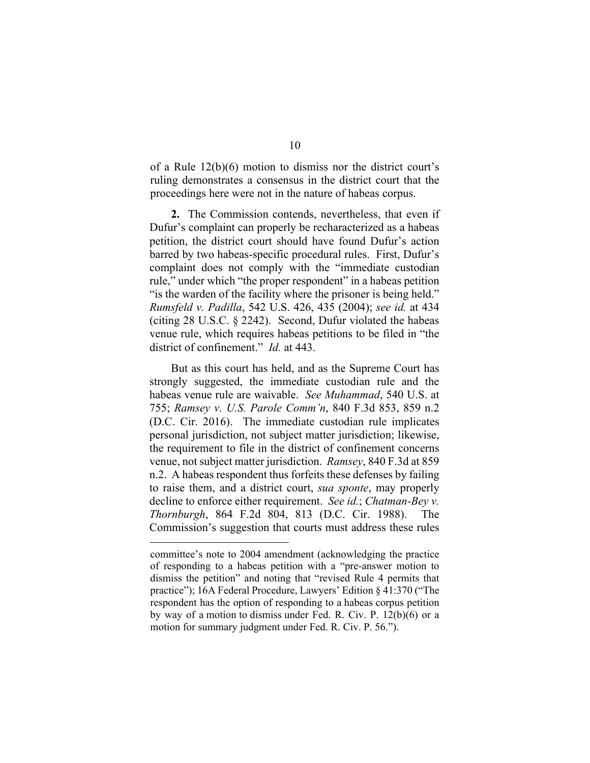of a Rule 12(b)(6) motion to dismiss nor the district court's ruling demonstrates a consensus in the district court that the proceedings here were not in the nature of habeas corpus.

**2.** The Commission contends, nevertheless, that even if Dufur's complaint can properly be recharacterized as a habeas petition, the district court should have found Dufur's action barred by two habeas-specific procedural rules. First, Dufur's complaint does not comply with the "immediate custodian rule," under which "the proper respondent" in a habeas petition "is the warden of the facility where the prisoner is being held." *Rumsfeld v. Padilla*, 542 U.S. 426, 435 (2004); *see id.* at 434 (citing 28 U.S.C. § 2242). Second, Dufur violated the habeas venue rule, which requires habeas petitions to be filed in "the district of confinement." *Id.* at 443.

But as this court has held, and as the Supreme Court has strongly suggested, the immediate custodian rule and the habeas venue rule are waivable. *See Muhammad*, 540 U.S. at 755; *Ramsey v. U.S. Parole Comm'n*, 840 F.3d 853, 859 n.2 (D.C. Cir. 2016). The immediate custodian rule implicates personal jurisdiction, not subject matter jurisdiction; likewise, the requirement to file in the district of confinement concerns venue, not subject matter jurisdiction. *Ramsey*, 840 F.3d at 859 n.2. A habeas respondent thus forfeits these defenses by failing to raise them, and a district court, *sua sponte*, may properly decline to enforce either requirement. *See id.*; *Chatman-Bey v. Thornburgh*, 864 F.2d 804, 813 (D.C. Cir. 1988). The Commission's suggestion that courts must address these rules

---

committee's note to 2004 amendment (acknowledging the practice of responding to a habeas petition with a "pre-answer motion to dismiss the petition" and noting that "revised Rule 4 permits that practice"); 16A Federal Procedure, Lawyers' Edition § 41:370 ("The respondent has the option of responding to a habeas corpus petition by way of a motion to dismiss under Fed. R. Civ. P. 12(b)(6) or a motion for summary judgment under Fed. R. Civ. P. 56.").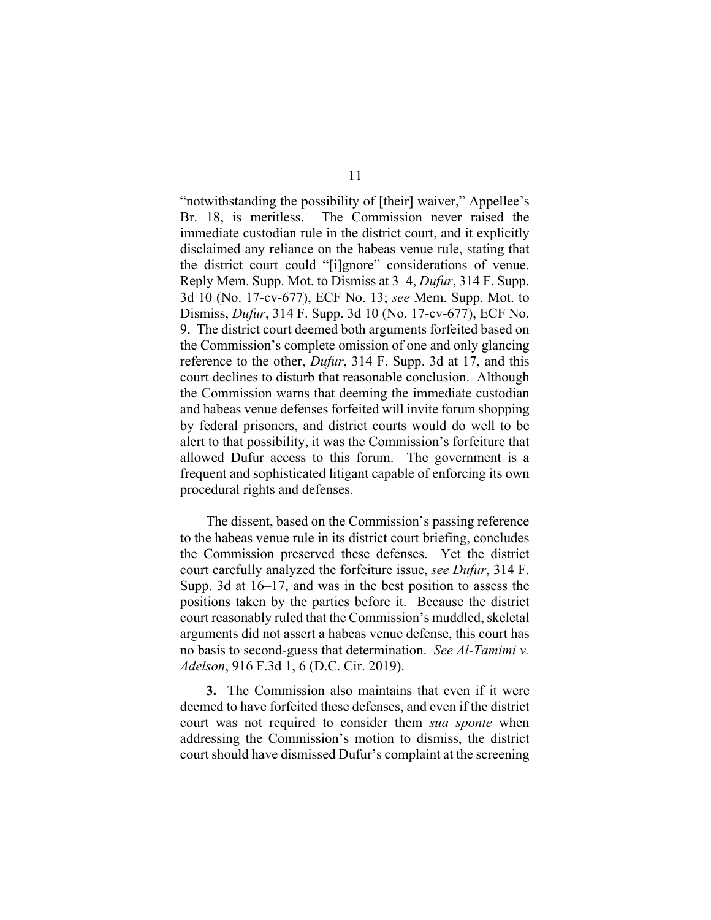"notwithstanding the possibility of [their] waiver," Appellee's Br. 18, is meritless. The Commission never raised the immediate custodian rule in the district court, and it explicitly disclaimed any reliance on the habeas venue rule, stating that the district court could "[i]gnore" considerations of venue. Reply Mem. Supp. Mot. to Dismiss at 3–4, *Dufur*, 314 F. Supp. 3d 10 (No. 17-cv-677), ECF No. 13; *see* Mem. Supp. Mot. to Dismiss, *Dufur*, 314 F. Supp. 3d 10 (No. 17-cv-677), ECF No. 9. The district court deemed both arguments forfeited based on the Commission's complete omission of one and only glancing reference to the other, *Dufur*, 314 F. Supp. 3d at 17, and this court declines to disturb that reasonable conclusion. Although the Commission warns that deeming the immediate custodian and habeas venue defenses forfeited will invite forum shopping by federal prisoners, and district courts would do well to be alert to that possibility, it was the Commission's forfeiture that allowed Dufur access to this forum. The government is a frequent and sophisticated litigant capable of enforcing its own procedural rights and defenses.

The dissent, based on the Commission's passing reference to the habeas venue rule in its district court briefing, concludes the Commission preserved these defenses. Yet the district court carefully analyzed the forfeiture issue, *see Dufur*, 314 F. Supp. 3d at 16–17, and was in the best position to assess the positions taken by the parties before it. Because the district court reasonably ruled that the Commission's muddled, skeletal arguments did not assert a habeas venue defense, this court has no basis to second-guess that determination. *See Al-Tamimi v. Adelson*, 916 F.3d 1, 6 (D.C. Cir. 2019).

**3.** The Commission also maintains that even if it were deemed to have forfeited these defenses, and even if the district court was not required to consider them *sua sponte* when addressing the Commission's motion to dismiss, the district court should have dismissed Dufur's complaint at the screening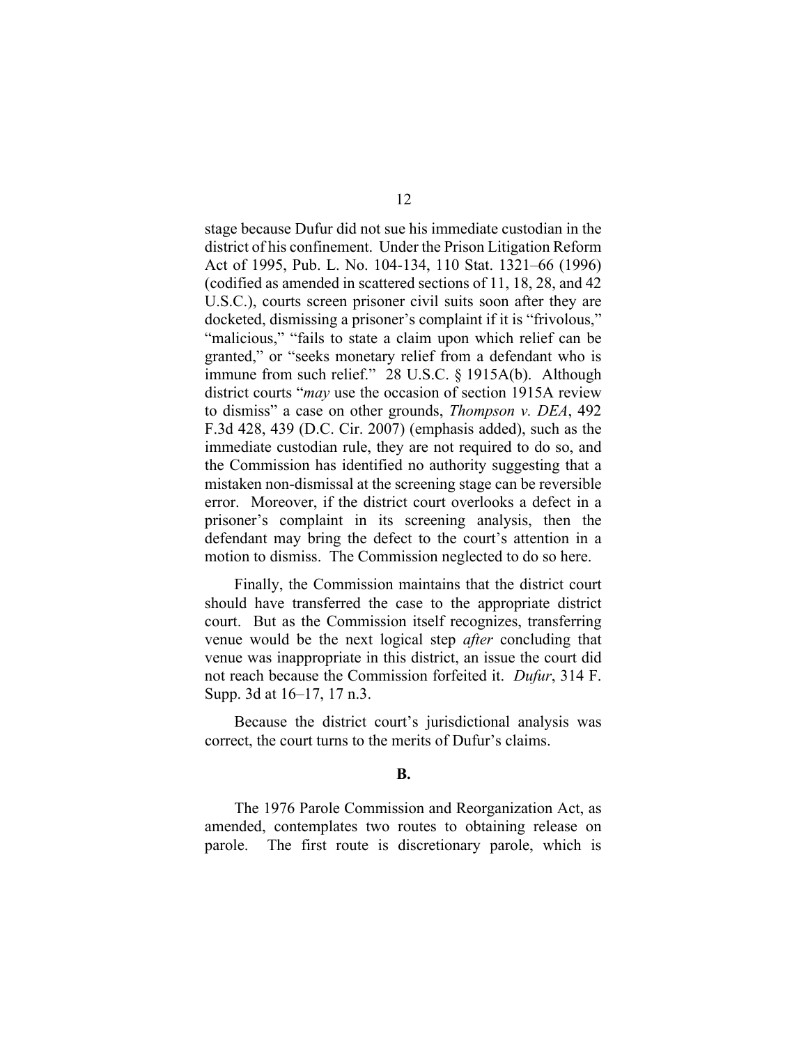stage because Dufur did not sue his immediate custodian in the district of his confinement. Under the Prison Litigation Reform Act of 1995, Pub. L. No. 104-134, 110 Stat. 1321–66 (1996) (codified as amended in scattered sections of 11, 18, 28, and 42 U.S.C.), courts screen prisoner civil suits soon after they are docketed, dismissing a prisoner's complaint if it is "frivolous," "malicious," "fails to state a claim upon which relief can be granted," or "seeks monetary relief from a defendant who is immune from such relief." 28 U.S.C. § 1915A(b). Although district courts "*may* use the occasion of section 1915A review to dismiss" a case on other grounds, *Thompson v. DEA*, 492 F.3d 428, 439 (D.C. Cir. 2007) (emphasis added), such as the immediate custodian rule, they are not required to do so, and the Commission has identified no authority suggesting that a mistaken non-dismissal at the screening stage can be reversible error. Moreover, if the district court overlooks a defect in a prisoner's complaint in its screening analysis, then the defendant may bring the defect to the court's attention in a motion to dismiss. The Commission neglected to do so here.

Finally, the Commission maintains that the district court should have transferred the case to the appropriate district court. But as the Commission itself recognizes, transferring venue would be the next logical step *after* concluding that venue was inappropriate in this district, an issue the court did not reach because the Commission forfeited it. *Dufur*, 314 F. Supp. 3d at 16–17, 17 n.3.

Because the district court's jurisdictional analysis was correct, the court turns to the merits of Dufur's claims.

**B.**

The 1976 Parole Commission and Reorganization Act, as amended, contemplates two routes to obtaining release on parole. The first route is discretionary parole, which is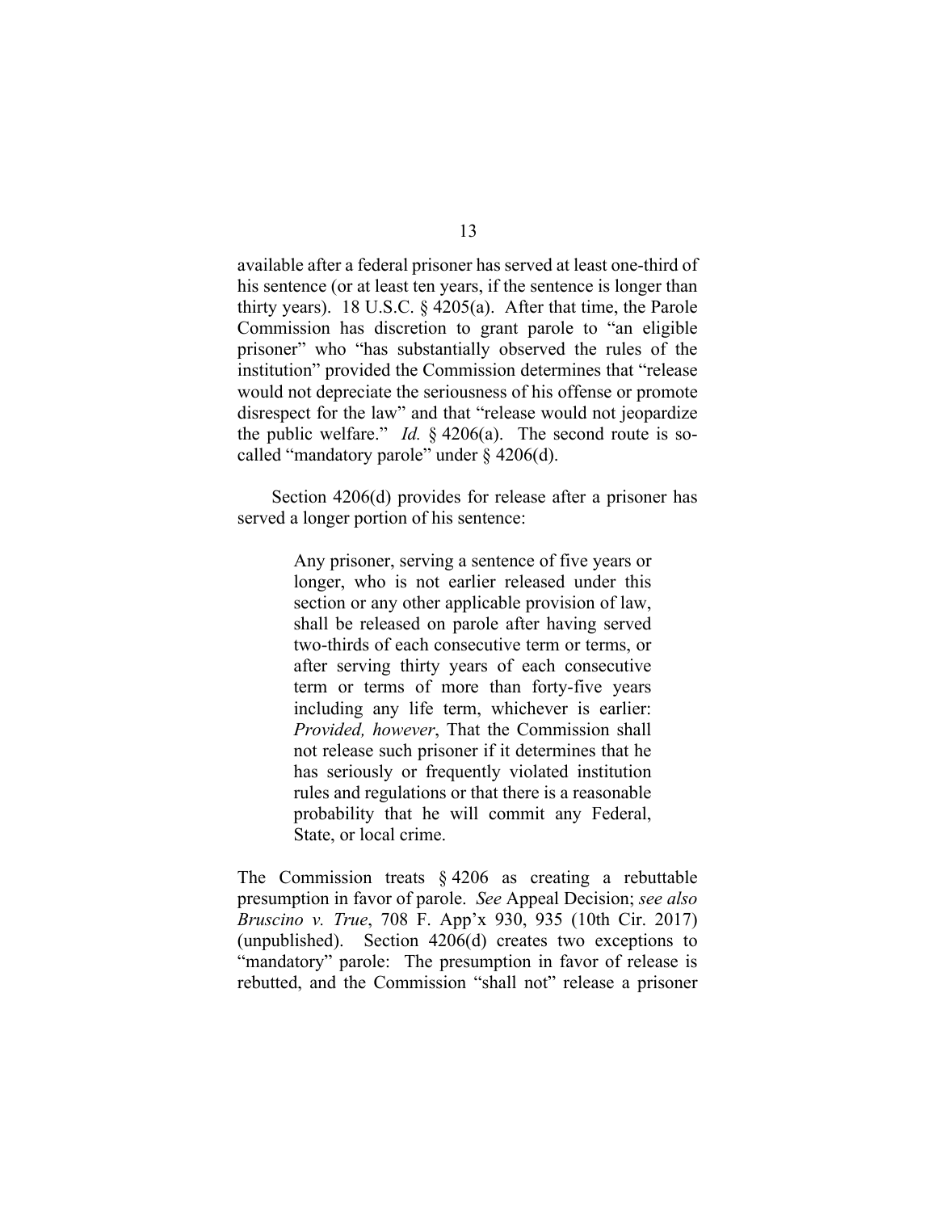available after a federal prisoner has served at least one-third of his sentence (or at least ten years, if the sentence is longer than thirty years). 18 U.S.C. § 4205(a). After that time, the Parole Commission has discretion to grant parole to "an eligible prisoner" who "has substantially observed the rules of the institution" provided the Commission determines that "release would not depreciate the seriousness of his offense or promote disrespect for the law" and that "release would not jeopardize the public welfare." *Id.* § 4206(a). The second route is so-called "mandatory parole" under § 4206(d).

Section 4206(d) provides for release after a prisoner has served a longer portion of his sentence:

> Any prisoner, serving a sentence of five years or longer, who is not earlier released under this section or any other applicable provision of law, shall be released on parole after having served two-thirds of each consecutive term or terms, or after serving thirty years of each consecutive term or terms of more than forty-five years including any life term, whichever is earlier: *Provided, however*, That the Commission shall not release such prisoner if it determines that he has seriously or frequently violated institution rules and regulations or that there is a reasonable probability that he will commit any Federal, State, or local crime.

The Commission treats § 4206 as creating a rebuttable presumption in favor of parole. *See* Appeal Decision; *see also Bruscino v. True*, 708 F. App'x 930, 935 (10th Cir. 2017) (unpublished). Section 4206(d) creates two exceptions to "mandatory" parole: The presumption in favor of release is rebutted, and the Commission "shall not" release a prisoner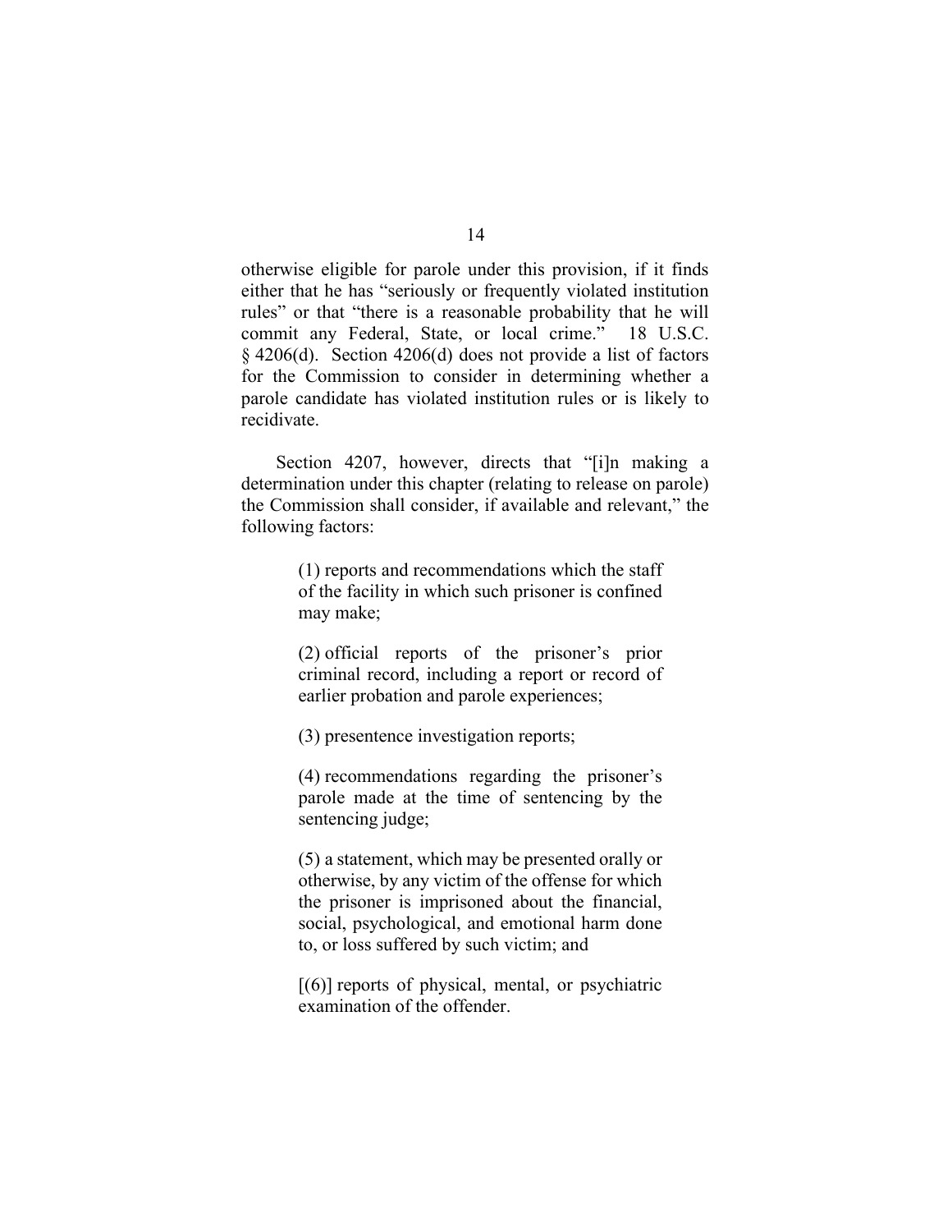otherwise eligible for parole under this provision, if it finds either that he has "seriously or frequently violated institution rules" or that "there is a reasonable probability that he will commit any Federal, State, or local crime." 18 U.S.C. § 4206(d). Section 4206(d) does not provide a list of factors for the Commission to consider in determining whether a parole candidate has violated institution rules or is likely to recidivate.

Section 4207, however, directs that "[i]n making a determination under this chapter (relating to release on parole) the Commission shall consider, if available and relevant," the following factors:

> (1) reports and recommendations which the staff of the facility in which such prisoner is confined may make;
>
> (2) official reports of the prisoner's prior criminal record, including a report or record of earlier probation and parole experiences;
>
> (3) presentence investigation reports;
>
> (4) recommendations regarding the prisoner's parole made at the time of sentencing by the sentencing judge;
>
> (5) a statement, which may be presented orally or otherwise, by any victim of the offense for which the prisoner is imprisoned about the financial, social, psychological, and emotional harm done to, or loss suffered by such victim; and
>
> [(6)] reports of physical, mental, or psychiatric examination of the offender.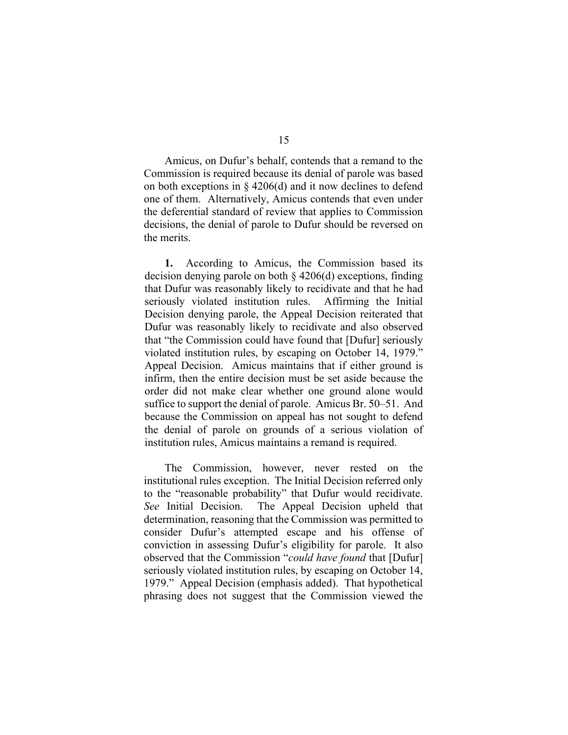Amicus, on Dufur's behalf, contends that a remand to the Commission is required because its denial of parole was based on both exceptions in § 4206(d) and it now declines to defend one of them. Alternatively, Amicus contends that even under the deferential standard of review that applies to Commission decisions, the denial of parole to Dufur should be reversed on the merits.

**1.** According to Amicus, the Commission based its decision denying parole on both § 4206(d) exceptions, finding that Dufur was reasonably likely to recidivate and that he had seriously violated institution rules. Affirming the Initial Decision denying parole, the Appeal Decision reiterated that Dufur was reasonably likely to recidivate and also observed that "the Commission could have found that [Dufur] seriously violated institution rules, by escaping on October 14, 1979." Appeal Decision. Amicus maintains that if either ground is infirm, then the entire decision must be set aside because the order did not make clear whether one ground alone would suffice to support the denial of parole. Amicus Br. 50–51. And because the Commission on appeal has not sought to defend the denial of parole on grounds of a serious violation of institution rules, Amicus maintains a remand is required.

The Commission, however, never rested on the institutional rules exception. The Initial Decision referred only to the "reasonable probability" that Dufur would recidivate. *See* Initial Decision. The Appeal Decision upheld that determination, reasoning that the Commission was permitted to consider Dufur's attempted escape and his offense of conviction in assessing Dufur's eligibility for parole. It also observed that the Commission "*could have found* that [Dufur] seriously violated institution rules, by escaping on October 14, 1979." Appeal Decision (emphasis added). That hypothetical phrasing does not suggest that the Commission viewed the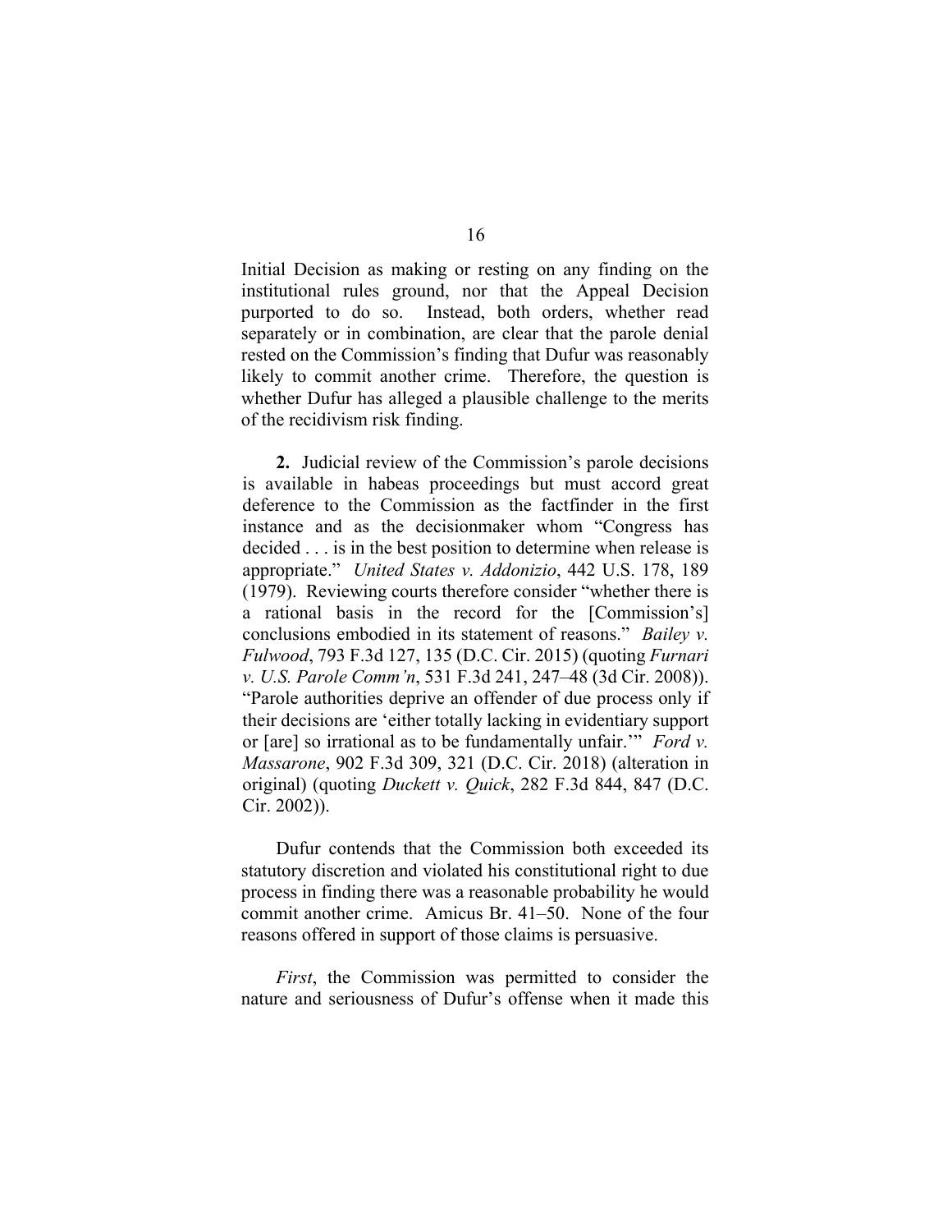Initial Decision as making or resting on any finding on the institutional rules ground, nor that the Appeal Decision purported to do so. Instead, both orders, whether read separately or in combination, are clear that the parole denial rested on the Commission's finding that Dufur was reasonably likely to commit another crime. Therefore, the question is whether Dufur has alleged a plausible challenge to the merits of the recidivism risk finding.

**2.** Judicial review of the Commission's parole decisions is available in habeas proceedings but must accord great deference to the Commission as the factfinder in the first instance and as the decisionmaker whom "Congress has decided . . . is in the best position to determine when release is appropriate." *United States v. Addonizio*, 442 U.S. 178, 189 (1979). Reviewing courts therefore consider "whether there is a rational basis in the record for the [Commission's] conclusions embodied in its statement of reasons." *Bailey v. Fulwood*, 793 F.3d 127, 135 (D.C. Cir. 2015) (quoting *Furnari v. U.S. Parole Comm'n*, 531 F.3d 241, 247–48 (3d Cir. 2008)). "Parole authorities deprive an offender of due process only if their decisions are 'either totally lacking in evidentiary support or [are] so irrational as to be fundamentally unfair.'" *Ford v. Massarone*, 902 F.3d 309, 321 (D.C. Cir. 2018) (alteration in original) (quoting *Duckett v. Quick*, 282 F.3d 844, 847 (D.C. Cir. 2002)).

Dufur contends that the Commission both exceeded its statutory discretion and violated his constitutional right to due process in finding there was a reasonable probability he would commit another crime. Amicus Br. 41–50. None of the four reasons offered in support of those claims is persuasive.

*First*, the Commission was permitted to consider the nature and seriousness of Dufur's offense when it made this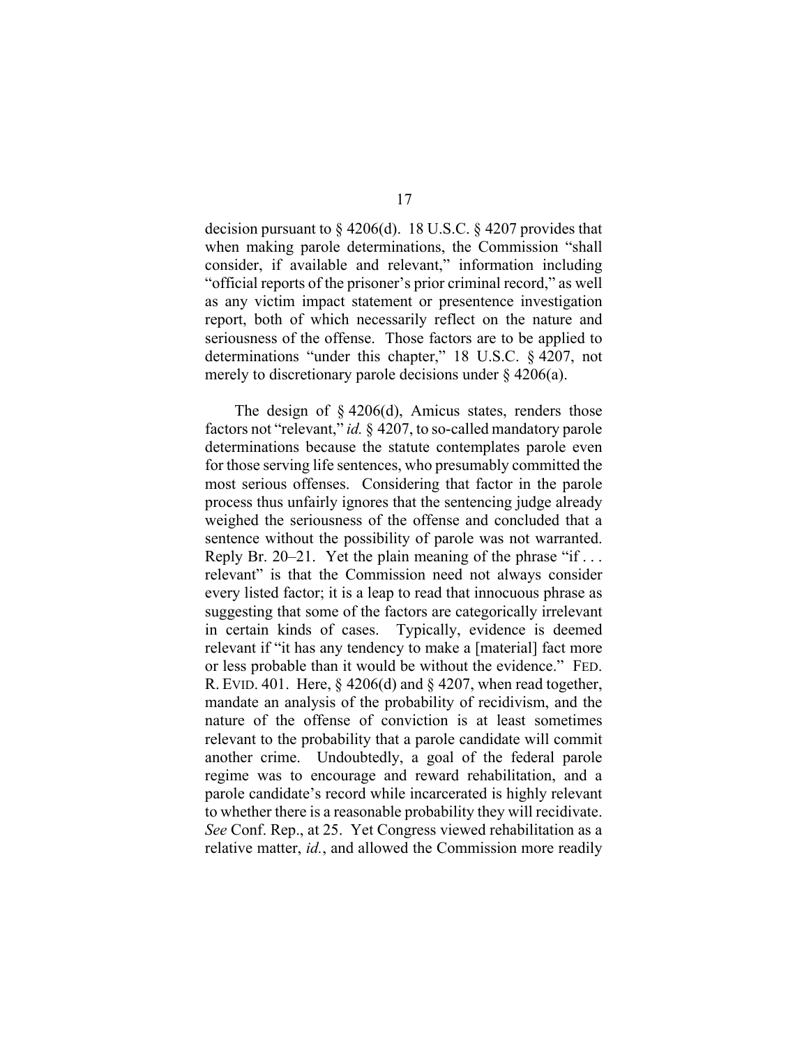decision pursuant to § 4206(d). 18 U.S.C. § 4207 provides that when making parole determinations, the Commission "shall consider, if available and relevant," information including "official reports of the prisoner's prior criminal record," as well as any victim impact statement or presentence investigation report, both of which necessarily reflect on the nature and seriousness of the offense. Those factors are to be applied to determinations "under this chapter," 18 U.S.C. § 4207, not merely to discretionary parole decisions under § 4206(a).

The design of § 4206(d), Amicus states, renders those factors not "relevant," *id.* § 4207, to so-called mandatory parole determinations because the statute contemplates parole even for those serving life sentences, who presumably committed the most serious offenses. Considering that factor in the parole process thus unfairly ignores that the sentencing judge already weighed the seriousness of the offense and concluded that a sentence without the possibility of parole was not warranted. Reply Br. 20–21. Yet the plain meaning of the phrase "if . . . relevant" is that the Commission need not always consider every listed factor; it is a leap to read that innocuous phrase as suggesting that some of the factors are categorically irrelevant in certain kinds of cases. Typically, evidence is deemed relevant if "it has any tendency to make a [material] fact more or less probable than it would be without the evidence." FED. R. EVID. 401. Here, § 4206(d) and § 4207, when read together, mandate an analysis of the probability of recidivism, and the nature of the offense of conviction is at least sometimes relevant to the probability that a parole candidate will commit another crime. Undoubtedly, a goal of the federal parole regime was to encourage and reward rehabilitation, and a parole candidate's record while incarcerated is highly relevant to whether there is a reasonable probability they will recidivate. *See* Conf. Rep., at 25. Yet Congress viewed rehabilitation as a relative matter, *id.*, and allowed the Commission more readily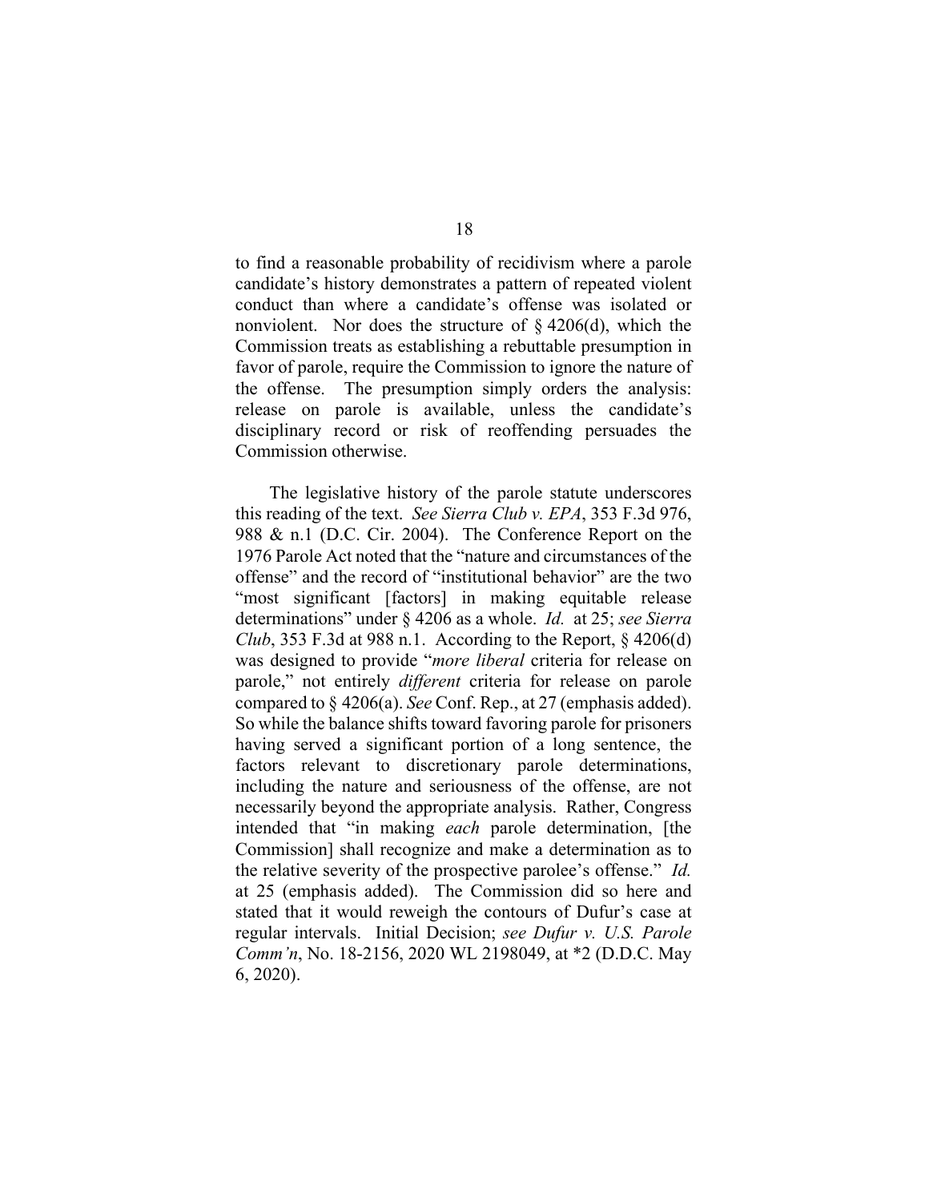to find a reasonable probability of recidivism where a parole candidate's history demonstrates a pattern of repeated violent conduct than where a candidate's offense was isolated or nonviolent. Nor does the structure of § 4206(d), which the Commission treats as establishing a rebuttable presumption in favor of parole, require the Commission to ignore the nature of the offense. The presumption simply orders the analysis: release on parole is available, unless the candidate's disciplinary record or risk of reoffending persuades the Commission otherwise.

The legislative history of the parole statute underscores this reading of the text. *See Sierra Club v. EPA*, 353 F.3d 976, 988 & n.1 (D.C. Cir. 2004). The Conference Report on the 1976 Parole Act noted that the "nature and circumstances of the offense" and the record of "institutional behavior" are the two "most significant [factors] in making equitable release determinations" under § 4206 as a whole. *Id.* at 25; *see Sierra Club*, 353 F.3d at 988 n.1. According to the Report, § 4206(d) was designed to provide "*more liberal* criteria for release on parole," not entirely *different* criteria for release on parole compared to § 4206(a). *See* Conf. Rep., at 27 (emphasis added). So while the balance shifts toward favoring parole for prisoners having served a significant portion of a long sentence, the factors relevant to discretionary parole determinations, including the nature and seriousness of the offense, are not necessarily beyond the appropriate analysis. Rather, Congress intended that "in making *each* parole determination, [the Commission] shall recognize and make a determination as to the relative severity of the prospective parolee's offense." *Id.* at 25 (emphasis added). The Commission did so here and stated that it would reweigh the contours of Dufur's case at regular intervals. Initial Decision; *see Dufur v. U.S. Parole Comm'n*, No. 18-2156, 2020 WL 2198049, at *2 (D.D.C. May 6, 2020).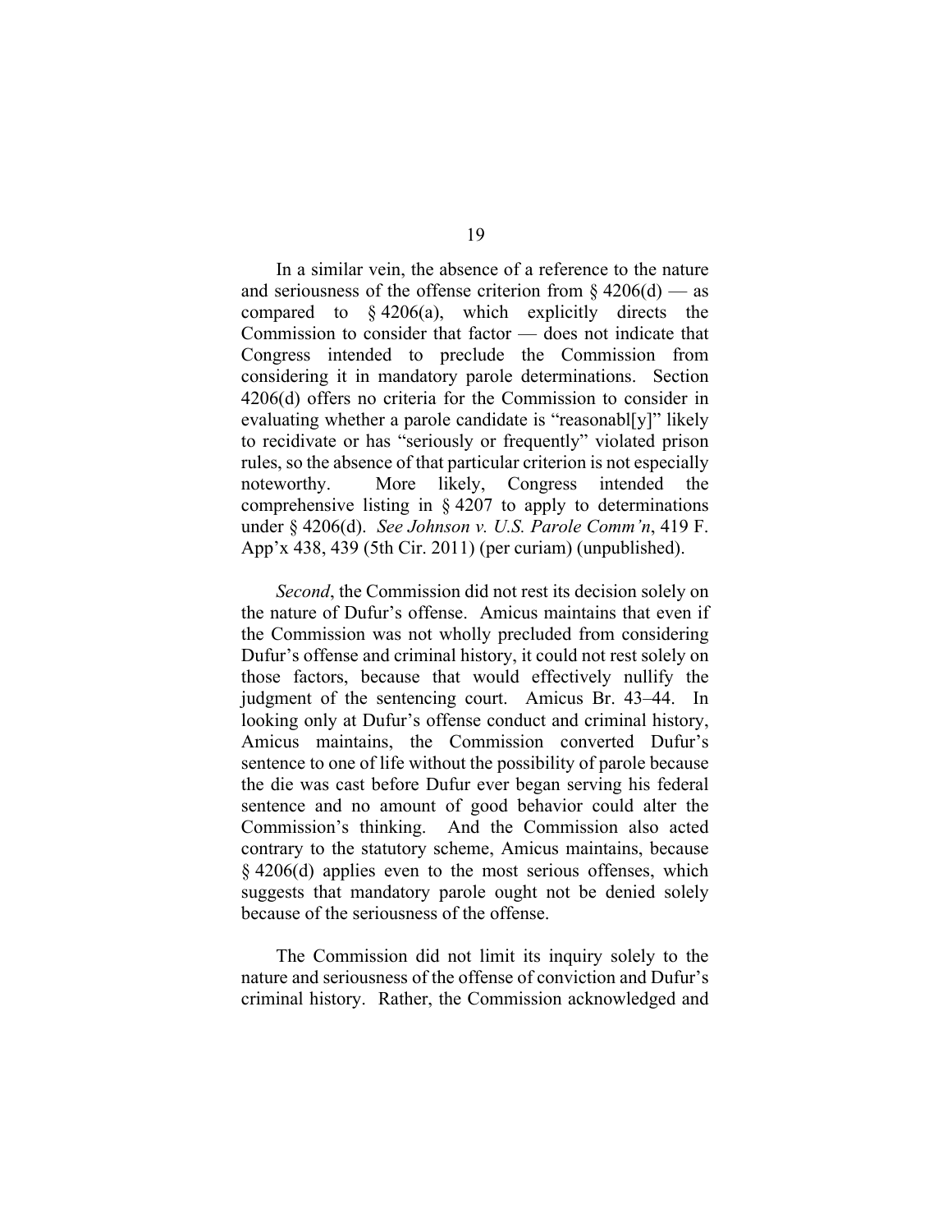In a similar vein, the absence of a reference to the nature and seriousness of the offense criterion from § 4206(d) — as compared to § 4206(a), which explicitly directs the Commission to consider that factor — does not indicate that Congress intended to preclude the Commission from considering it in mandatory parole determinations. Section 4206(d) offers no criteria for the Commission to consider in evaluating whether a parole candidate is "reasonabl[y]" likely to recidivate or has "seriously or frequently" violated prison rules, so the absence of that particular criterion is not especially noteworthy. More likely, Congress intended the comprehensive listing in § 4207 to apply to determinations under § 4206(d). *See Johnson v. U.S. Parole Comm'n*, 419 F. App'x 438, 439 (5th Cir. 2011) (per curiam) (unpublished).

*Second*, the Commission did not rest its decision solely on the nature of Dufur's offense. Amicus maintains that even if the Commission was not wholly precluded from considering Dufur's offense and criminal history, it could not rest solely on those factors, because that would effectively nullify the judgment of the sentencing court. Amicus Br. 43–44. In looking only at Dufur's offense conduct and criminal history, Amicus maintains, the Commission converted Dufur's sentence to one of life without the possibility of parole because the die was cast before Dufur ever began serving his federal sentence and no amount of good behavior could alter the Commission's thinking. And the Commission also acted contrary to the statutory scheme, Amicus maintains, because § 4206(d) applies even to the most serious offenses, which suggests that mandatory parole ought not be denied solely because of the seriousness of the offense.

The Commission did not limit its inquiry solely to the nature and seriousness of the offense of conviction and Dufur's criminal history. Rather, the Commission acknowledged and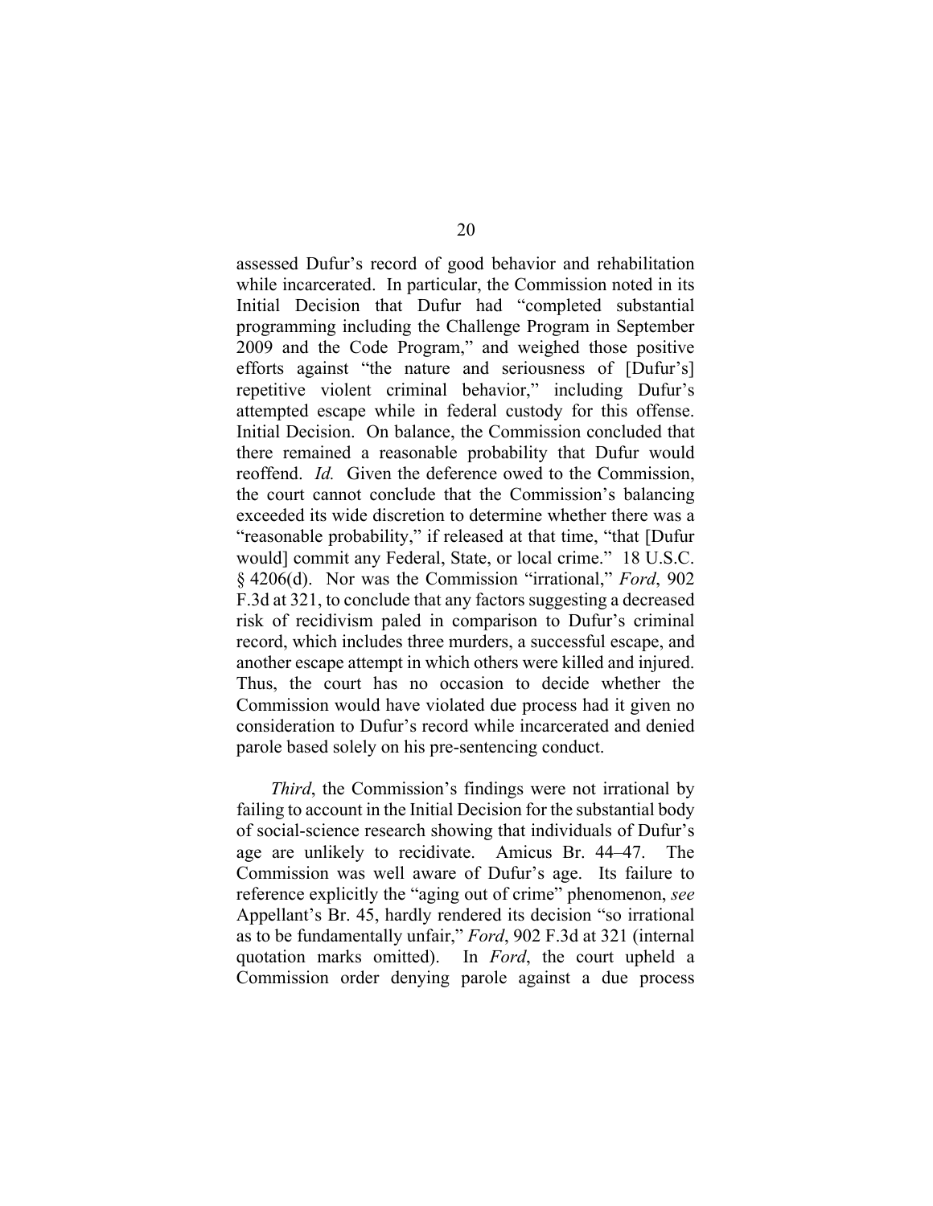assessed Dufur's record of good behavior and rehabilitation while incarcerated. In particular, the Commission noted in its Initial Decision that Dufur had "completed substantial programming including the Challenge Program in September 2009 and the Code Program," and weighed those positive efforts against "the nature and seriousness of [Dufur's] repetitive violent criminal behavior," including Dufur's attempted escape while in federal custody for this offense. Initial Decision. On balance, the Commission concluded that there remained a reasonable probability that Dufur would reoffend. *Id.* Given the deference owed to the Commission, the court cannot conclude that the Commission's balancing exceeded its wide discretion to determine whether there was a "reasonable probability," if released at that time, "that [Dufur would] commit any Federal, State, or local crime." 18 U.S.C. § 4206(d). Nor was the Commission "irrational," *Ford*, 902 F.3d at 321, to conclude that any factors suggesting a decreased risk of recidivism paled in comparison to Dufur's criminal record, which includes three murders, a successful escape, and another escape attempt in which others were killed and injured. Thus, the court has no occasion to decide whether the Commission would have violated due process had it given no consideration to Dufur's record while incarcerated and denied parole based solely on his pre-sentencing conduct.

*Third*, the Commission's findings were not irrational by failing to account in the Initial Decision for the substantial body of social-science research showing that individuals of Dufur's age are unlikely to recidivate. Amicus Br. 44–47. The Commission was well aware of Dufur's age. Its failure to reference explicitly the "aging out of crime" phenomenon, *see* Appellant's Br. 45, hardly rendered its decision "so irrational as to be fundamentally unfair," *Ford*, 902 F.3d at 321 (internal quotation marks omitted). In *Ford*, the court upheld a Commission order denying parole against a due process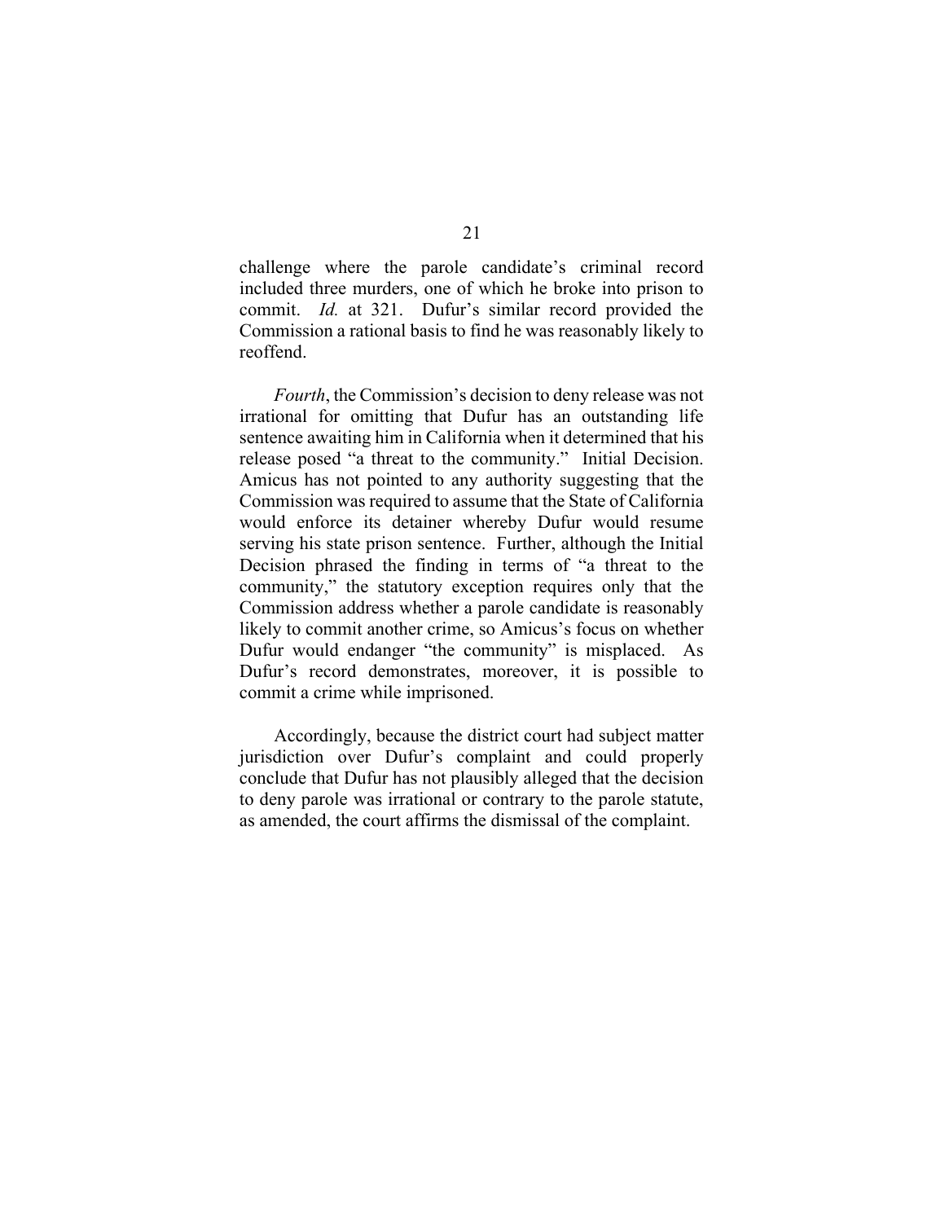challenge where the parole candidate's criminal record included three murders, one of which he broke into prison to commit. *Id.* at 321. Dufur's similar record provided the Commission a rational basis to find he was reasonably likely to reoffend.

*Fourth*, the Commission's decision to deny release was not irrational for omitting that Dufur has an outstanding life sentence awaiting him in California when it determined that his release posed "a threat to the community." Initial Decision. Amicus has not pointed to any authority suggesting that the Commission was required to assume that the State of California would enforce its detainer whereby Dufur would resume serving his state prison sentence. Further, although the Initial Decision phrased the finding in terms of "a threat to the community," the statutory exception requires only that the Commission address whether a parole candidate is reasonably likely to commit another crime, so Amicus's focus on whether Dufur would endanger "the community" is misplaced. As Dufur's record demonstrates, moreover, it is possible to commit a crime while imprisoned.

Accordingly, because the district court had subject matter jurisdiction over Dufur's complaint and could properly conclude that Dufur has not plausibly alleged that the decision to deny parole was irrational or contrary to the parole statute, as amended, the court affirms the dismissal of the complaint.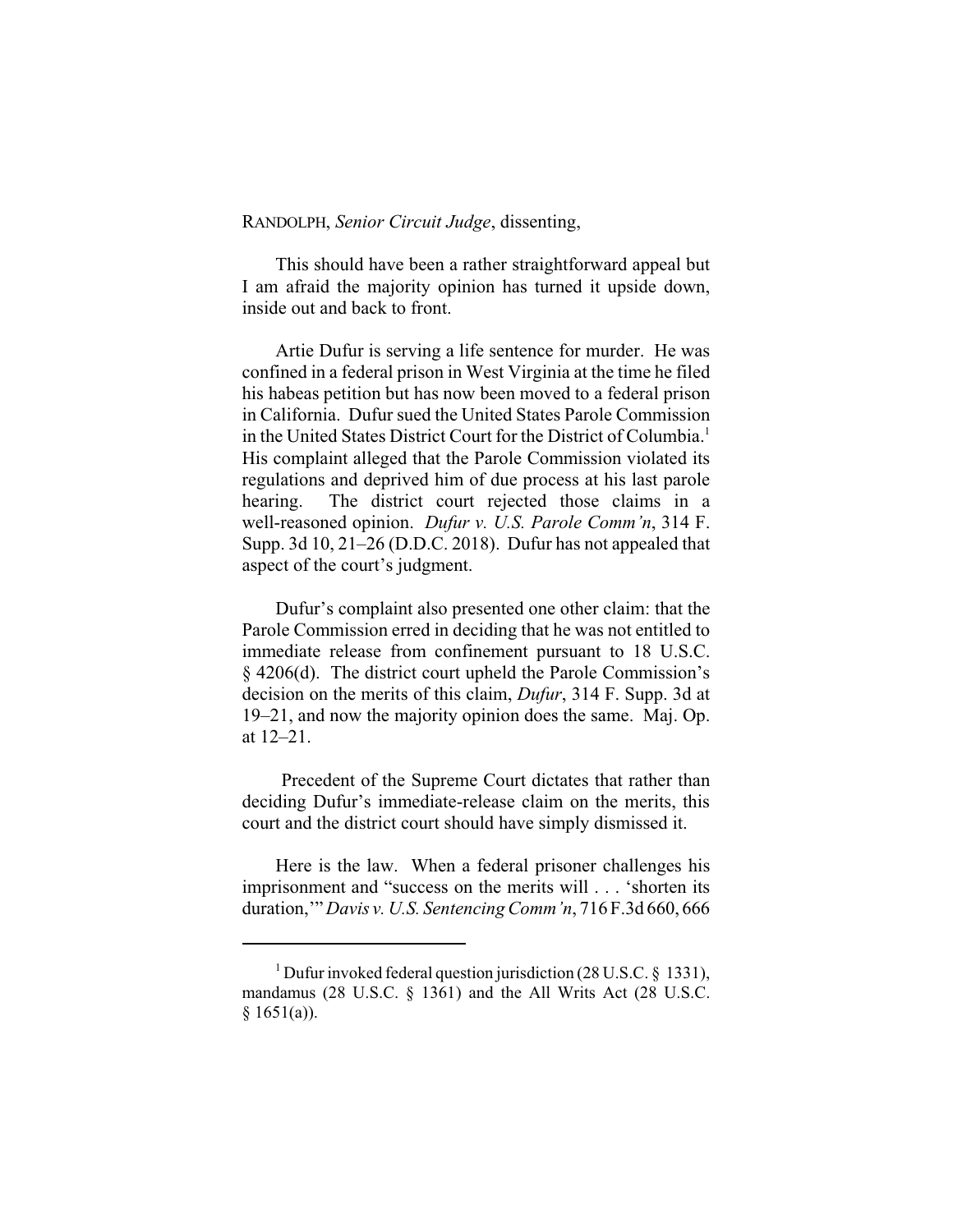RANDOLPH, *Senior Circuit Judge*, dissenting,

This should have been a rather straightforward appeal but I am afraid the majority opinion has turned it upside down, inside out and back to front.

Artie Dufur is serving a life sentence for murder. He was confined in a federal prison in West Virginia at the time he filed his habeas petition but has now been moved to a federal prison in California. Dufur sued the United States Parole Commission in the United States District Court for the District of Columbia.[1] His complaint alleged that the Parole Commission violated its regulations and deprived him of due process at his last parole hearing. The district court rejected those claims in a well-reasoned opinion. *Dufur v. U.S. Parole Comm'n*, 314 F. Supp. 3d 10, 21–26 (D.D.C. 2018). Dufur has not appealed that aspect of the court's judgment.

Dufur's complaint also presented one other claim: that the Parole Commission erred in deciding that he was not entitled to immediate release from confinement pursuant to 18 U.S.C. § 4206(d). The district court upheld the Parole Commission's decision on the merits of this claim, *Dufur*, 314 F. Supp. 3d at 19–21, and now the majority opinion does the same. Maj. Op. at 12–21.

Precedent of the Supreme Court dictates that rather than deciding Dufur's immediate-release claim on the merits, this court and the district court should have simply dismissed it.

Here is the law. When a federal prisoner challenges his imprisonment and "success on the merits will . . . 'shorten its duration,'" *Davis v. U.S. Sentencing Comm'n*, 716 F.3d 660, 666

[1] Dufur invoked federal question jurisdiction (28 U.S.C. § 1331), mandamus (28 U.S.C. § 1361) and the All Writs Act (28 U.S.C. § 1651(a)).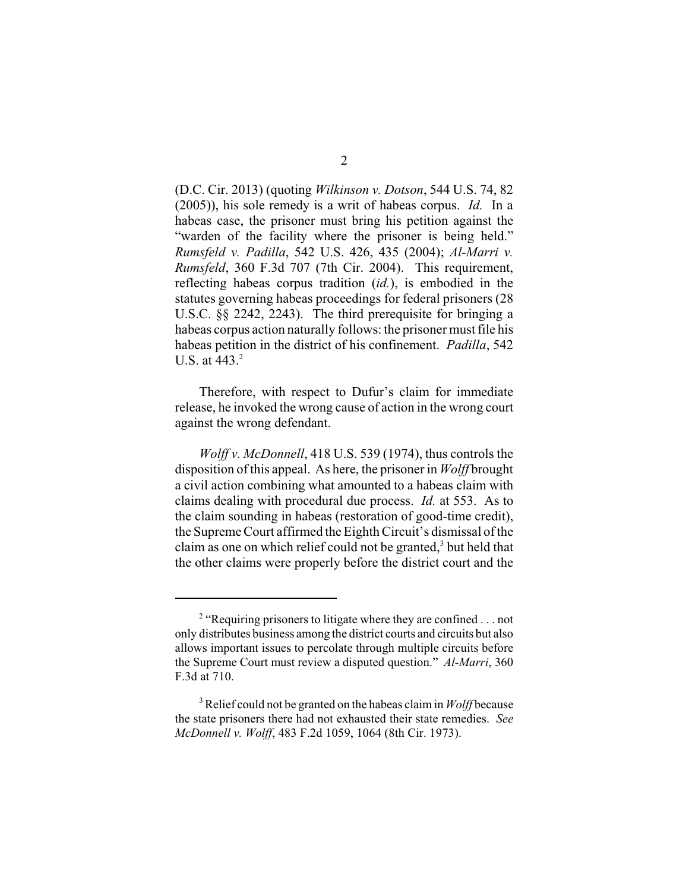(D.C. Cir. 2013) (quoting *Wilkinson v. Dotson*, 544 U.S. 74, 82 (2005)), his sole remedy is a writ of habeas corpus. *Id.* In a habeas case, the prisoner must bring his petition against the "warden of the facility where the prisoner is being held." *Rumsfeld v. Padilla*, 542 U.S. 426, 435 (2004); *Al-Marri v. Rumsfeld*, 360 F.3d 707 (7th Cir. 2004). This requirement, reflecting habeas corpus tradition (*id.*), is embodied in the statutes governing habeas proceedings for federal prisoners (28 U.S.C. §§ 2242, 2243). The third prerequisite for bringing a habeas corpus action naturally follows: the prisoner must file his habeas petition in the district of his confinement. *Padilla*, 542 U.S. at 443.[2]

Therefore, with respect to Dufur's claim for immediate release, he invoked the wrong cause of action in the wrong court against the wrong defendant.

*Wolff v. McDonnell*, 418 U.S. 539 (1974), thus controls the disposition of this appeal. As here, the prisoner in *Wolff* brought a civil action combining what amounted to a habeas claim with claims dealing with procedural due process. *Id.* at 553. As to the claim sounding in habeas (restoration of good-time credit), the Supreme Court affirmed the Eighth Circuit's dismissal of the claim as one on which relief could not be granted,[3] but held that the other claims were properly before the district court and the

---

[2] "Requiring prisoners to litigate where they are confined . . . not only distributes business among the district courts and circuits but also allows important issues to percolate through multiple circuits before the Supreme Court must review a disputed question." *Al-Marri*, 360 F.3d at 710.

[3] Relief could not be granted on the habeas claim in *Wolff* because the state prisoners there had not exhausted their state remedies. *See McDonnell v. Wolff*, 483 F.2d 1059, 1064 (8th Cir. 1973).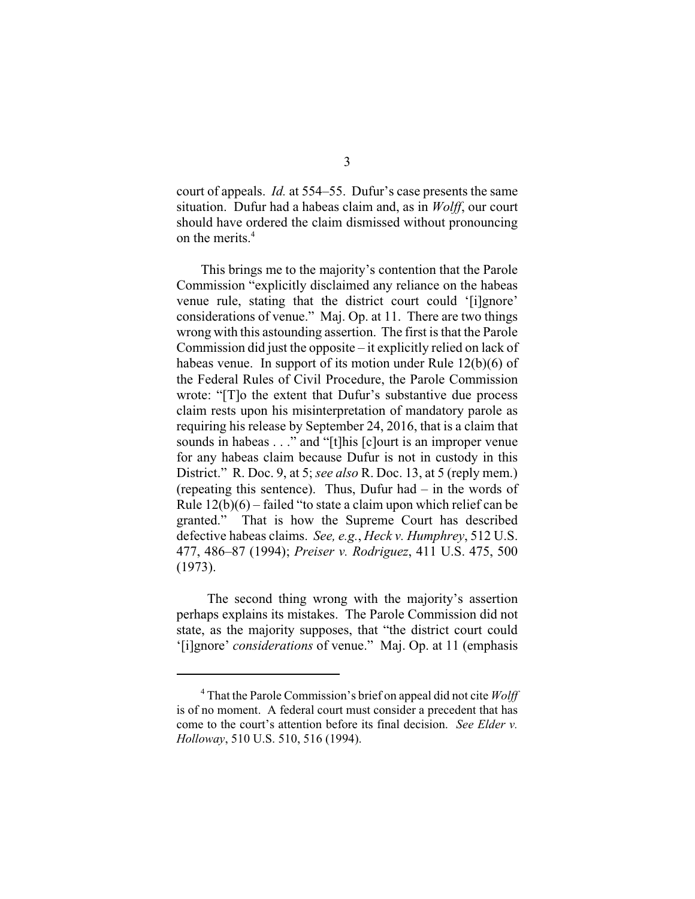court of appeals. *Id.* at 554–55. Dufur's case presents the same situation. Dufur had a habeas claim and, as in *Wolff*, our court should have ordered the claim dismissed without pronouncing on the merits.[4]

This brings me to the majority's contention that the Parole Commission "explicitly disclaimed any reliance on the habeas venue rule, stating that the district court could '[i]gnore' considerations of venue." Maj. Op. at 11. There are two things wrong with this astounding assertion. The first is that the Parole Commission did just the opposite – it explicitly relied on lack of habeas venue. In support of its motion under Rule 12(b)(6) of the Federal Rules of Civil Procedure, the Parole Commission wrote: "[T]o the extent that Dufur's substantive due process claim rests upon his misinterpretation of mandatory parole as requiring his release by September 24, 2016, that is a claim that sounds in habeas . . ." and "[t]his [c]ourt is an improper venue for any habeas claim because Dufur is not in custody in this District." R. Doc. 9, at 5; *see also* R. Doc. 13, at 5 (reply mem.) (repeating this sentence). Thus, Dufur had – in the words of Rule 12(b)(6) – failed "to state a claim upon which relief can be granted." That is how the Supreme Court has described defective habeas claims. *See, e.g.*, *Heck v. Humphrey*, 512 U.S. 477, 486–87 (1994); *Preiser v. Rodriguez*, 411 U.S. 475, 500 (1973).

The second thing wrong with the majority's assertion perhaps explains its mistakes. The Parole Commission did not state, as the majority supposes, that "the district court could '[i]gnore' *considerations* of venue." Maj. Op. at 11 (emphasis

[4] That the Parole Commission's brief on appeal did not cite *Wolff* is of no moment. A federal court must consider a precedent that has come to the court's attention before its final decision. *See Elder v. Holloway*, 510 U.S. 510, 516 (1994).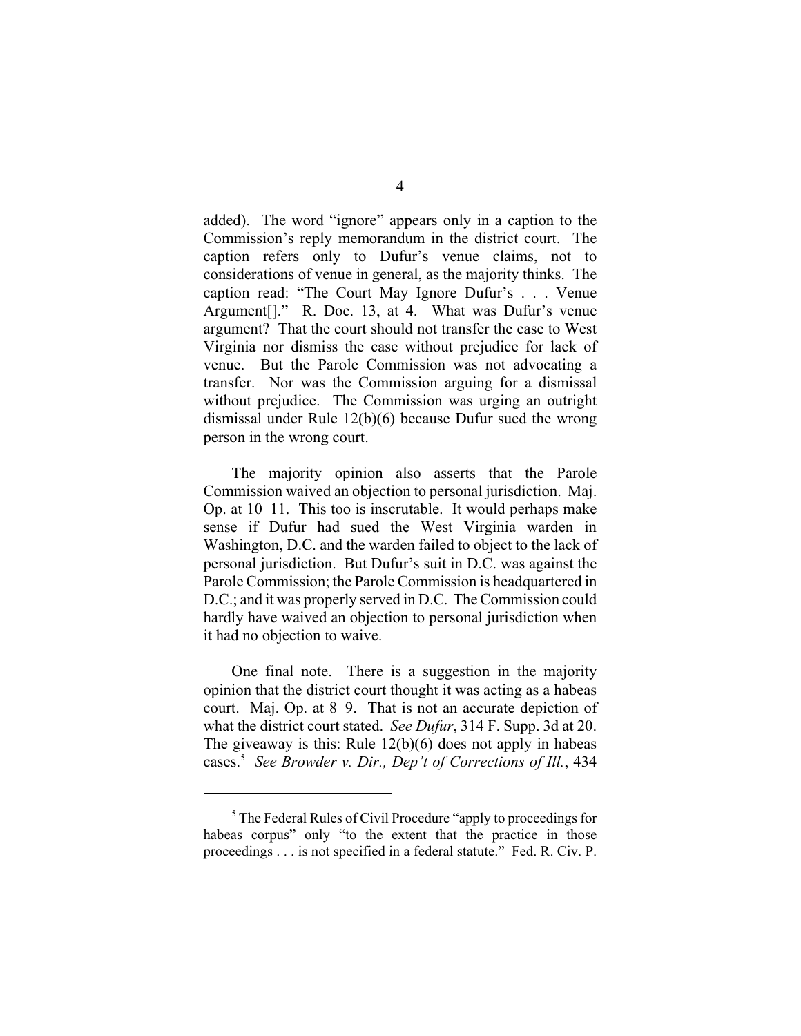added). The word "ignore" appears only in a caption to the Commission's reply memorandum in the district court. The caption refers only to Dufur's venue claims, not to considerations of venue in general, as the majority thinks. The caption read: "The Court May Ignore Dufur's . . . Venue Argument[]." R. Doc. 13, at 4. What was Dufur's venue argument? That the court should not transfer the case to West Virginia nor dismiss the case without prejudice for lack of venue. But the Parole Commission was not advocating a transfer. Nor was the Commission arguing for a dismissal without prejudice. The Commission was urging an outright dismissal under Rule 12(b)(6) because Dufur sued the wrong person in the wrong court.

The majority opinion also asserts that the Parole Commission waived an objection to personal jurisdiction. Maj. Op. at 10–11. This too is inscrutable. It would perhaps make sense if Dufur had sued the West Virginia warden in Washington, D.C. and the warden failed to object to the lack of personal jurisdiction. But Dufur's suit in D.C. was against the Parole Commission; the Parole Commission is headquartered in D.C.; and it was properly served in D.C. The Commission could hardly have waived an objection to personal jurisdiction when it had no objection to waive.

One final note. There is a suggestion in the majority opinion that the district court thought it was acting as a habeas court. Maj. Op. at 8–9. That is not an accurate depiction of what the district court stated. *See Dufur*, 314 F. Supp. 3d at 20. The giveaway is this: Rule 12(b)(6) does not apply in habeas cases.[5] *See Browder v. Dir., Dep't of Corrections of Ill.*, 434

---

[5] The Federal Rules of Civil Procedure "apply to proceedings for habeas corpus" only "to the extent that the practice in those proceedings . . . is not specified in a federal statute." Fed. R. Civ. P.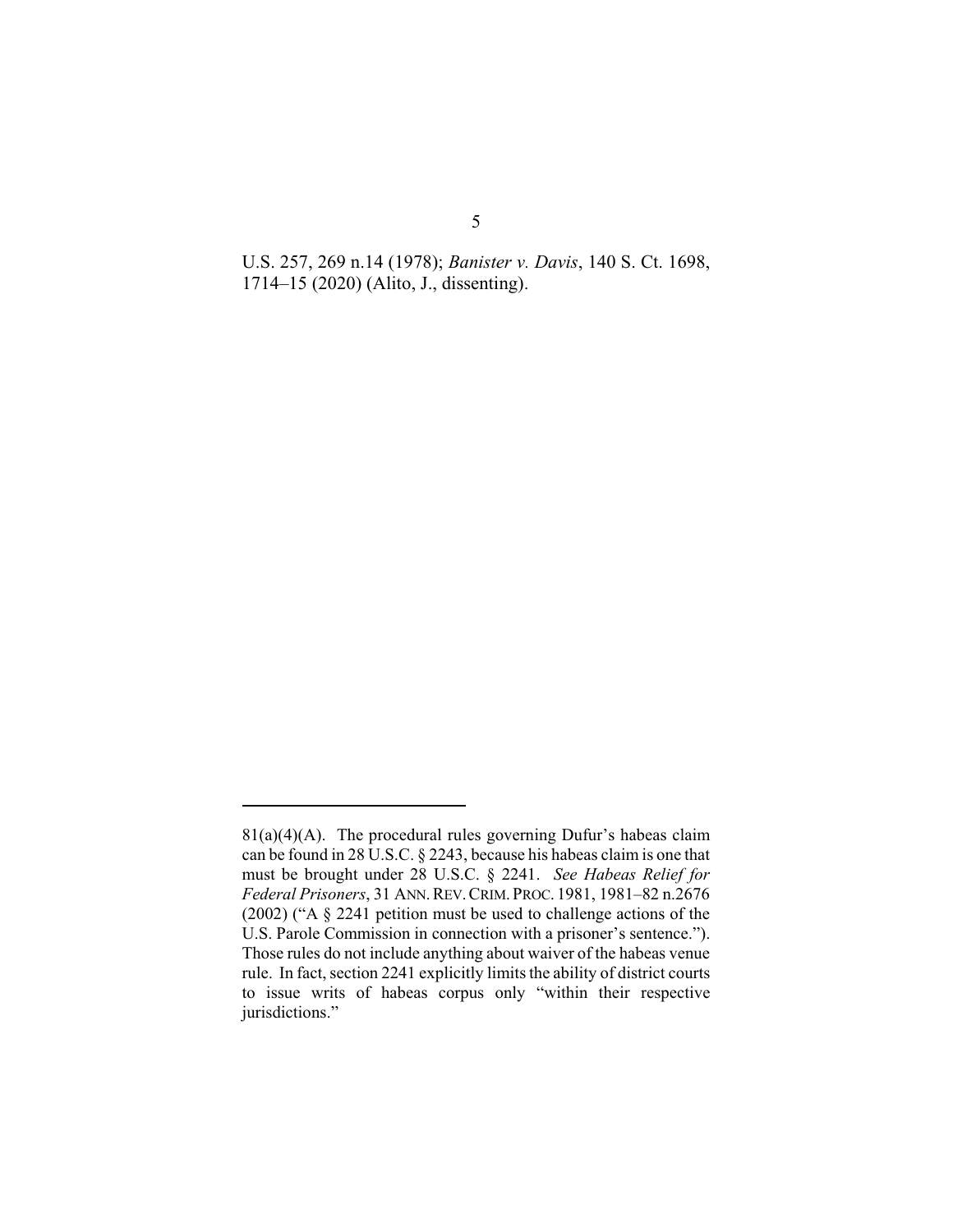U.S. 257, 269 n.14 (1978); *Banister v. Davis*, 140 S. Ct. 1698, 1714–15 (2020) (Alito, J., dissenting).

---

81(a)(4)(A). The procedural rules governing Dufur's habeas claim can be found in 28 U.S.C. § 2243, because his habeas claim is one that must be brought under 28 U.S.C. § 2241. *See Habeas Relief for Federal Prisoners*, 31 ANN. REV. CRIM. PROC. 1981, 1981–82 n.2676 (2002) ("A § 2241 petition must be used to challenge actions of the U.S. Parole Commission in connection with a prisoner's sentence."). Those rules do not include anything about waiver of the habeas venue rule. In fact, section 2241 explicitly limits the ability of district courts to issue writs of habeas corpus only "within their respective jurisdictions."